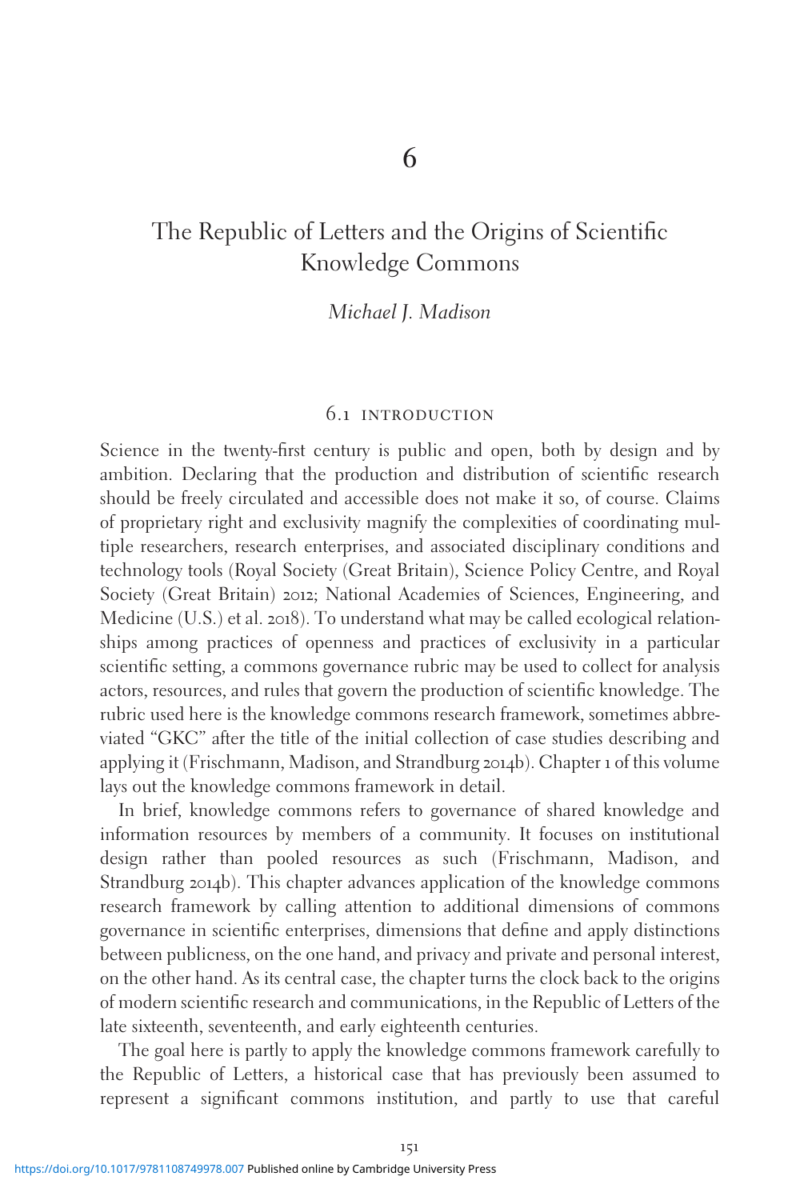# 6

# The Republic of Letters and the Origins of Scientific Knowledge Commons

*Michael J. Madison*

## 6.1 INTRODUCTION

Science in the twenty-first century is public and open, both by design and by ambition. Declaring that the production and distribution of scientific research should be freely circulated and accessible does not make it so, of course. Claims of proprietary right and exclusivity magnify the complexities of coordinating multiple researchers, research enterprises, and associated disciplinary conditions and technology tools (Royal Society (Great Britain), Science Policy Centre, and Royal Society (Great Britain) 2012; National Academies of Sciences, Engineering, and Medicine (U.S.) et al. 2018). To understand what may be called ecological relationships among practices of openness and practices of exclusivity in a particular scientific setting, a commons governance rubric may be used to collect for analysis actors, resources, and rules that govern the production of scientific knowledge. The rubric used here is the knowledge commons research framework, sometimes abbreviated "GKC" after the title of the initial collection of case studies describing and applying it (Frischmann, Madison, and Strandburg 2014b). Chapter 1 of this volume lays out the knowledge commons framework in detail.

In brief, knowledge commons refers to governance of shared knowledge and information resources by members of a community. It focuses on institutional design rather than pooled resources as such (Frischmann, Madison, and Strandburg 2014b). This chapter advances application of the knowledge commons research framework by calling attention to additional dimensions of commons governance in scientific enterprises, dimensions that define and apply distinctions between publicness, on the one hand, and privacy and private and personal interest, on the other hand. As its central case, the chapter turns the clock back to the origins of modern scientific research and communications, in the Republic of Letters of the late sixteenth, seventeenth, and early eighteenth centuries.

The goal here is partly to apply the knowledge commons framework carefully to the Republic of Letters, a historical case that has previously been assumed to represent a significant commons institution, and partly to use that careful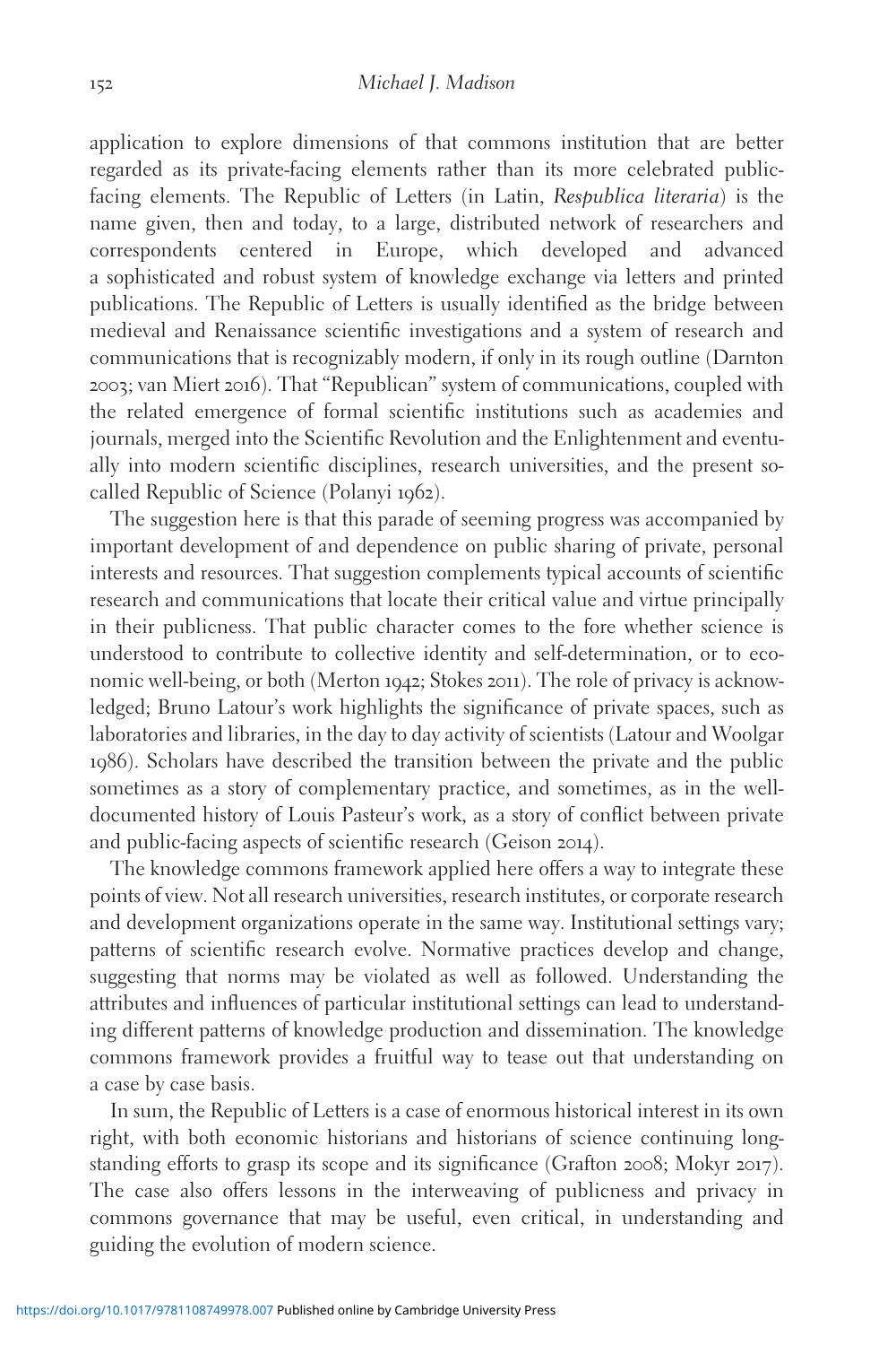application to explore dimensions of that commons institution that are better regarded as its private-facing elements rather than its more celebrated public-facing elements. The Republic of Letters (in Latin, *Respublica literaria*) is the name given, then and today, to a large, distributed network of researchers and correspondents centered in Europe, which developed and advanced a sophisticated and robust system of knowledge exchange via letters and printed publications. The Republic of Letters is usually identified as the bridge between medieval and Renaissance scientific investigations and a system of research and communications that is recognizably modern, if only in its rough outline (Darnton 2003; van Miert 2016). That "Republican" system of communications, coupled with the related emergence of formal scientific institutions such as academies and journals, merged into the Scientific Revolution and the Enlightenment and eventually into modern scientific disciplines, research universities, and the present so-called Republic of Science (Polanyi 1962).

The suggestion here is that this parade of seeming progress was accompanied by important development of and dependence on public sharing of private, personal interests and resources. That suggestion complements typical accounts of scientific research and communications that locate their critical value and virtue principally in their publicness. That public character comes to the fore whether science is understood to contribute to collective identity and self-determination, or to economic well-being, or both (Merton 1942; Stokes 2011). The role of privacy is acknowledged; Bruno Latour's work highlights the significance of private spaces, such as laboratories and libraries, in the day to day activity of scientists (Latour and Woolgar 1986). Scholars have described the transition between the private and the public sometimes as a story of complementary practice, and sometimes, as in the well-documented history of Louis Pasteur's work, as a story of conflict between private and public-facing aspects of scientific research (Geison 2014).

The knowledge commons framework applied here offers a way to integrate these points of view. Not all research universities, research institutes, or corporate research and development organizations operate in the same way. Institutional settings vary; patterns of scientific research evolve. Normative practices develop and change, suggesting that norms may be violated as well as followed. Understanding the attributes and influences of particular institutional settings can lead to understanding different patterns of knowledge production and dissemination. The knowledge commons framework provides a fruitful way to tease out that understanding on a case by case basis.

In sum, the Republic of Letters is a case of enormous historical interest in its own right, with both economic historians and historians of science continuing long-standing efforts to grasp its scope and its significance (Grafton 2008; Mokyr 2017). The case also offers lessons in the interweaving of publicness and privacy in commons governance that may be useful, even critical, in understanding and guiding the evolution of modern science.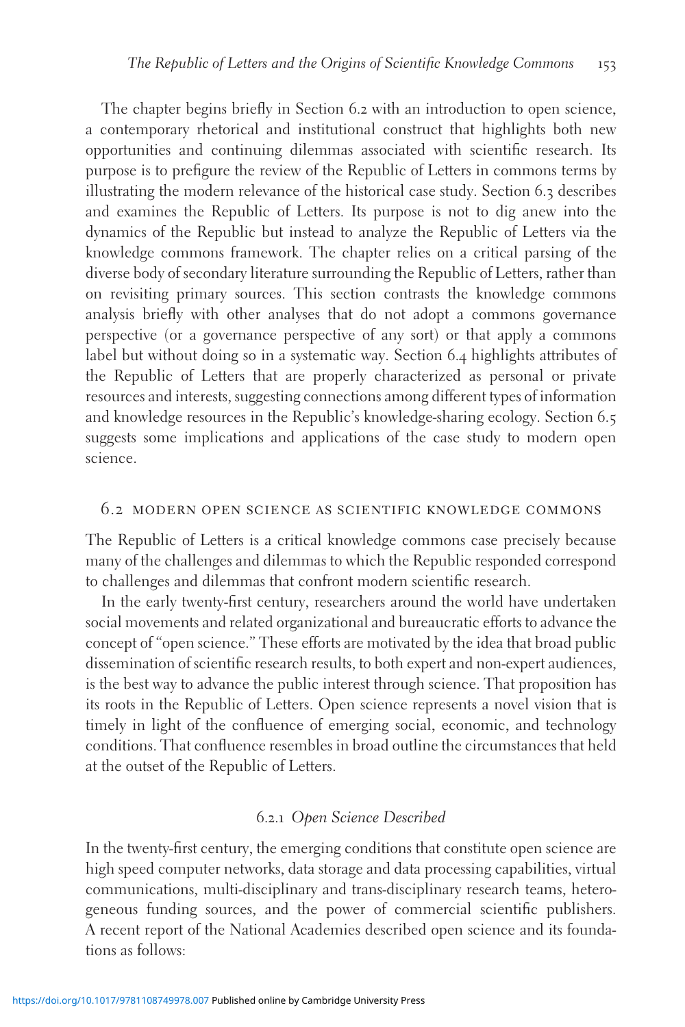The chapter begins briefly in Section 6.2 with an introduction to open science, a contemporary rhetorical and institutional construct that highlights both new opportunities and continuing dilemmas associated with scientific research. Its purpose is to prefigure the review of the Republic of Letters in commons terms by illustrating the modern relevance of the historical case study. Section 6.3 describes and examines the Republic of Letters. Its purpose is not to dig anew into the dynamics of the Republic but instead to analyze the Republic of Letters via the knowledge commons framework. The chapter relies on a critical parsing of the diverse body of secondary literature surrounding the Republic of Letters, rather than on revisiting primary sources. This section contrasts the knowledge commons analysis briefly with other analyses that do not adopt a commons governance perspective (or a governance perspective of any sort) or that apply a commons label but without doing so in a systematic way. Section 6.4 highlights attributes of the Republic of Letters that are properly characterized as personal or private resources and interests, suggesting connections among different types of information and knowledge resources in the Republic's knowledge-sharing ecology. Section 6.5 suggests some implications and applications of the case study to modern open science.

## 6.2 MODERN OPEN SCIENCE AS SCIENTIFIC KNOWLEDGE COMMONS

The Republic of Letters is a critical knowledge commons case precisely because many of the challenges and dilemmas to which the Republic responded correspond to challenges and dilemmas that confront modern scientific research.

In the early twenty-first century, researchers around the world have undertaken social movements and related organizational and bureaucratic efforts to advance the concept of "open science." These efforts are motivated by the idea that broad public dissemination of scientific research results, to both expert and non-expert audiences, is the best way to advance the public interest through science. That proposition has its roots in the Republic of Letters. Open science represents a novel vision that is timely in light of the confluence of emerging social, economic, and technology conditions. That confluence resembles in broad outline the circumstances that held at the outset of the Republic of Letters.

### 6.2.1 *Open Science Described*

In the twenty-first century, the emerging conditions that constitute open science are high speed computer networks, data storage and data processing capabilities, virtual communications, multi-disciplinary and trans-disciplinary research teams, heterogeneous funding sources, and the power of commercial scientific publishers. A recent report of the National Academies described open science and its foundations as follows: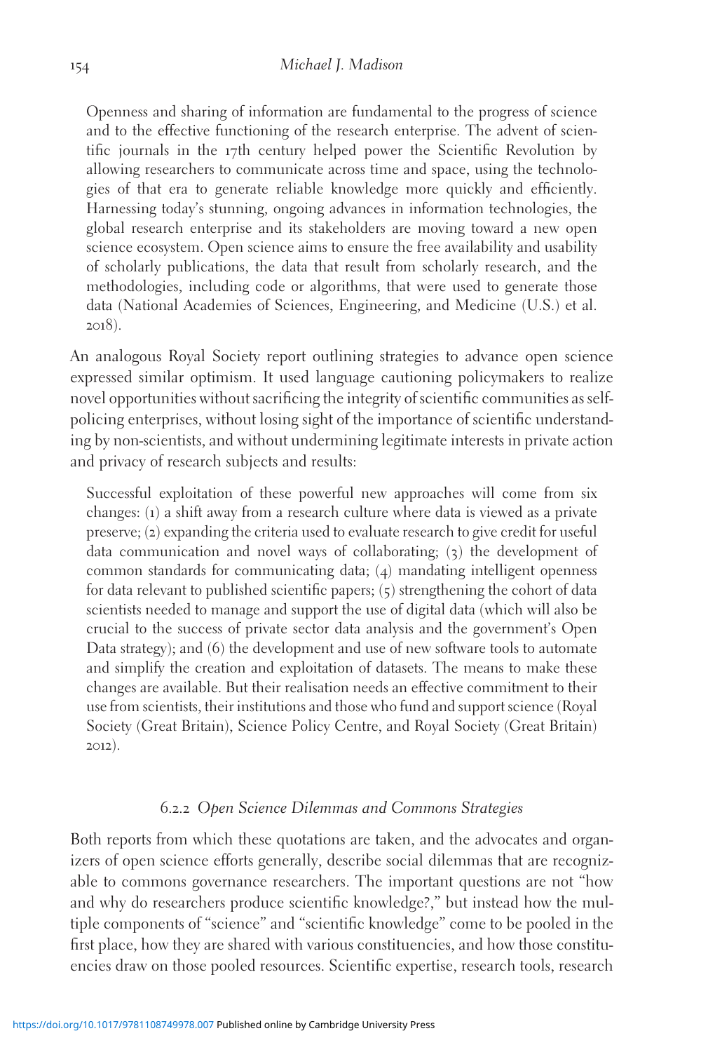> Openness and sharing of information are fundamental to the progress of science and to the effective functioning of the research enterprise. The advent of scientific journals in the 17th century helped power the Scientific Revolution by allowing researchers to communicate across time and space, using the technologies of that era to generate reliable knowledge more quickly and efficiently. Harnessing today's stunning, ongoing advances in information technologies, the global research enterprise and its stakeholders are moving toward a new open science ecosystem. Open science aims to ensure the free availability and usability of scholarly publications, the data that result from scholarly research, and the methodologies, including code or algorithms, that were used to generate those data (National Academies of Sciences, Engineering, and Medicine (U.S.) et al. 2018).

An analogous Royal Society report outlining strategies to advance open science expressed similar optimism. It used language cautioning policymakers to realize novel opportunities without sacrificing the integrity of scientific communities as self-policing enterprises, without losing sight of the importance of scientific understanding by non-scientists, and without undermining legitimate interests in private action and privacy of research subjects and results:

> Successful exploitation of these powerful new approaches will come from six changes: (1) a shift away from a research culture where data is viewed as a private preserve; (2) expanding the criteria used to evaluate research to give credit for useful data communication and novel ways of collaborating; (3) the development of common standards for communicating data; (4) mandating intelligent openness for data relevant to published scientific papers; (5) strengthening the cohort of data scientists needed to manage and support the use of digital data (which will also be crucial to the success of private sector data analysis and the government's Open Data strategy); and (6) the development and use of new software tools to automate and simplify the creation and exploitation of datasets. The means to make these changes are available. But their realisation needs an effective commitment to their use from scientists, their institutions and those who fund and support science (Royal Society (Great Britain), Science Policy Centre, and Royal Society (Great Britain) 2012).

### 6.2.2 *Open Science Dilemmas and Commons Strategies*

Both reports from which these quotations are taken, and the advocates and organizers of open science efforts generally, describe social dilemmas that are recognizable to commons governance researchers. The important questions are not "how and why do researchers produce scientific knowledge?," but instead how the multiple components of "science" and "scientific knowledge" come to be pooled in the first place, how they are shared with various constituencies, and how those constituencies draw on those pooled resources. Scientific expertise, research tools, research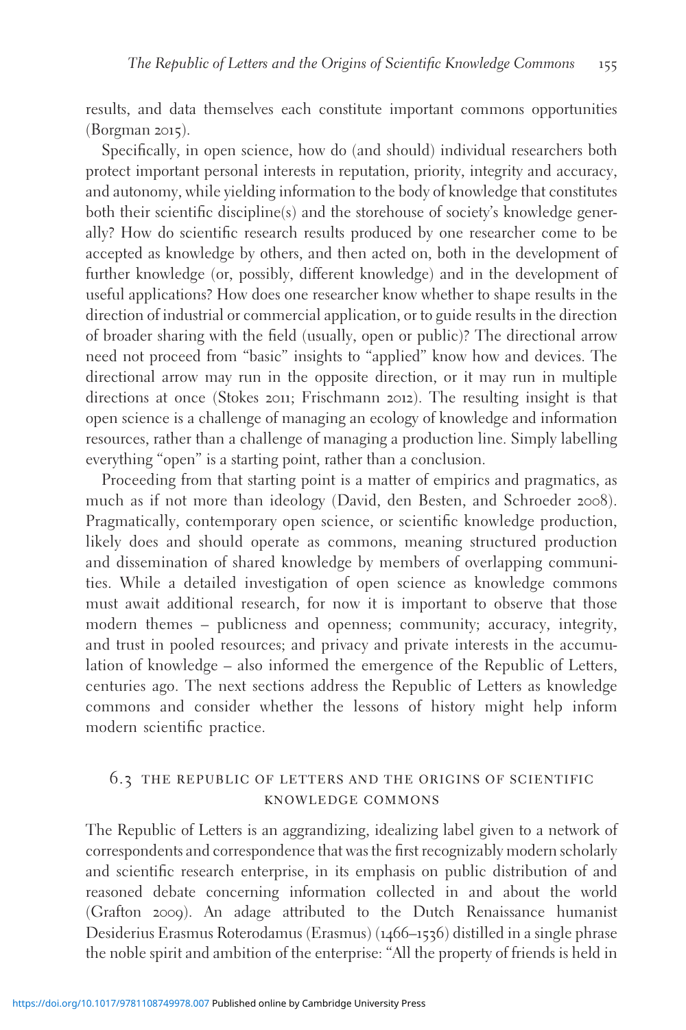results, and data themselves each constitute important commons opportunities (Borgman 2015).

Specifically, in open science, how do (and should) individual researchers both protect important personal interests in reputation, priority, integrity and accuracy, and autonomy, while yielding information to the body of knowledge that constitutes both their scientific discipline(s) and the storehouse of society's knowledge generally? How do scientific research results produced by one researcher come to be accepted as knowledge by others, and then acted on, both in the development of further knowledge (or, possibly, different knowledge) and in the development of useful applications? How does one researcher know whether to shape results in the direction of industrial or commercial application, or to guide results in the direction of broader sharing with the field (usually, open or public)? The directional arrow need not proceed from "basic" insights to "applied" know how and devices. The directional arrow may run in the opposite direction, or it may run in multiple directions at once (Stokes 2011; Frischmann 2012). The resulting insight is that open science is a challenge of managing an ecology of knowledge and information resources, rather than a challenge of managing a production line. Simply labelling everything "open" is a starting point, rather than a conclusion.

Proceeding from that starting point is a matter of empirics and pragmatics, as much as if not more than ideology (David, den Besten, and Schroeder 2008). Pragmatically, contemporary open science, or scientific knowledge production, likely does and should operate as commons, meaning structured production and dissemination of shared knowledge by members of overlapping communities. While a detailed investigation of open science as knowledge commons must await additional research, for now it is important to observe that those modern themes – publicness and openness; community; accuracy, integrity, and trust in pooled resources; and privacy and private interests in the accumulation of knowledge – also informed the emergence of the Republic of Letters, centuries ago. The next sections address the Republic of Letters as knowledge commons and consider whether the lessons of history might help inform modern scientific practice.

## 6.3 The Republic of Letters and the Origins of Scientific Knowledge Commons

The Republic of Letters is an aggrandizing, idealizing label given to a network of correspondents and correspondence that was the first recognizably modern scholarly and scientific research enterprise, in its emphasis on public distribution of and reasoned debate concerning information collected in and about the world (Grafton 2009). An adage attributed to the Dutch Renaissance humanist Desiderius Erasmus Roterodamus (Erasmus) (1466–1536) distilled in a single phrase the noble spirit and ambition of the enterprise: "All the property of friends is held in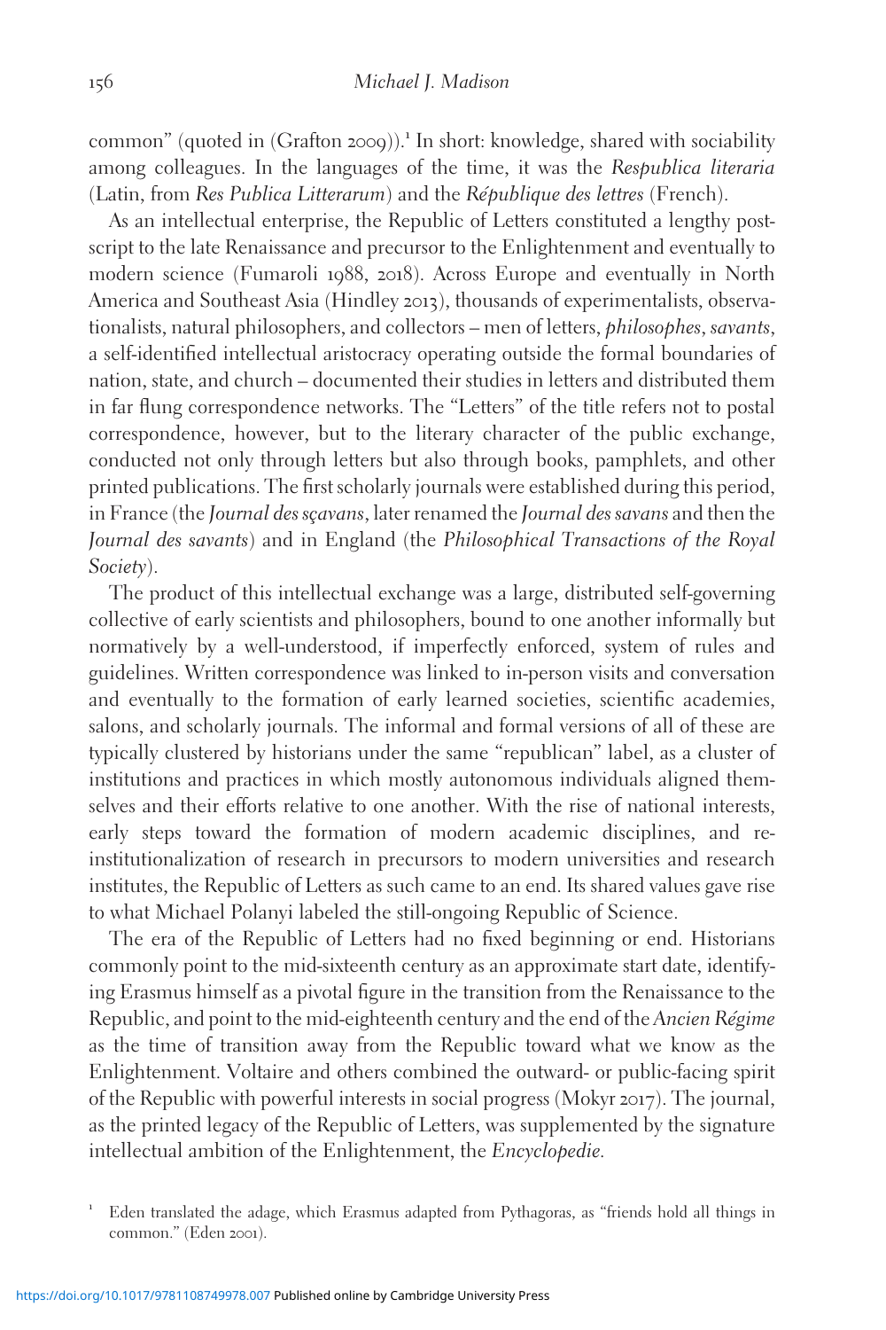common" (quoted in (Grafton 2009)).[1] In short: knowledge, shared with sociability among colleagues. In the languages of the time, it was the *Respublica literaria* (Latin, from *Res Publica Litterarum*) and the *République des lettres* (French).

As an intellectual enterprise, the Republic of Letters constituted a lengthy postscript to the late Renaissance and precursor to the Enlightenment and eventually to modern science (Fumaroli 1988, 2018). Across Europe and eventually in North America and Southeast Asia (Hindley 2013), thousands of experimentalists, observationalists, natural philosophers, and collectors – men of letters, *philosophes*, *savants*, a self-identified intellectual aristocracy operating outside the formal boundaries of nation, state, and church – documented their studies in letters and distributed them in far flung correspondence networks. The "Letters" of the title refers not to postal correspondence, however, but to the literary character of the public exchange, conducted not only through letters but also through books, pamphlets, and other printed publications. The first scholarly journals were established during this period, in France (the *Journal des sçavans*, later renamed the *Journal des savans* and then the *Journal des savants*) and in England (the *Philosophical Transactions of the Royal Society*).

The product of this intellectual exchange was a large, distributed self-governing collective of early scientists and philosophers, bound to one another informally but normatively by a well-understood, if imperfectly enforced, system of rules and guidelines. Written correspondence was linked to in-person visits and conversation and eventually to the formation of early learned societies, scientific academies, salons, and scholarly journals. The informal and formal versions of all of these are typically clustered by historians under the same "republican" label, as a cluster of institutions and practices in which mostly autonomous individuals aligned themselves and their efforts relative to one another. With the rise of national interests, early steps toward the formation of modern academic disciplines, and re-institutionalization of research in precursors to modern universities and research institutes, the Republic of Letters as such came to an end. Its shared values gave rise to what Michael Polanyi labeled the still-ongoing Republic of Science.

The era of the Republic of Letters had no fixed beginning or end. Historians commonly point to the mid-sixteenth century as an approximate start date, identifying Erasmus himself as a pivotal figure in the transition from the Renaissance to the Republic, and point to the mid-eighteenth century and the end of the *Ancien Régime* as the time of transition away from the Republic toward what we know as the Enlightenment. Voltaire and others combined the outward- or public-facing spirit of the Republic with powerful interests in social progress (Mokyr 2017). The journal, as the printed legacy of the Republic of Letters, was supplemented by the signature intellectual ambition of the Enlightenment, the *Encyclopedie*.

[1] Eden translated the adage, which Erasmus adapted from Pythagoras, as "friends hold all things in common." (Eden 2001).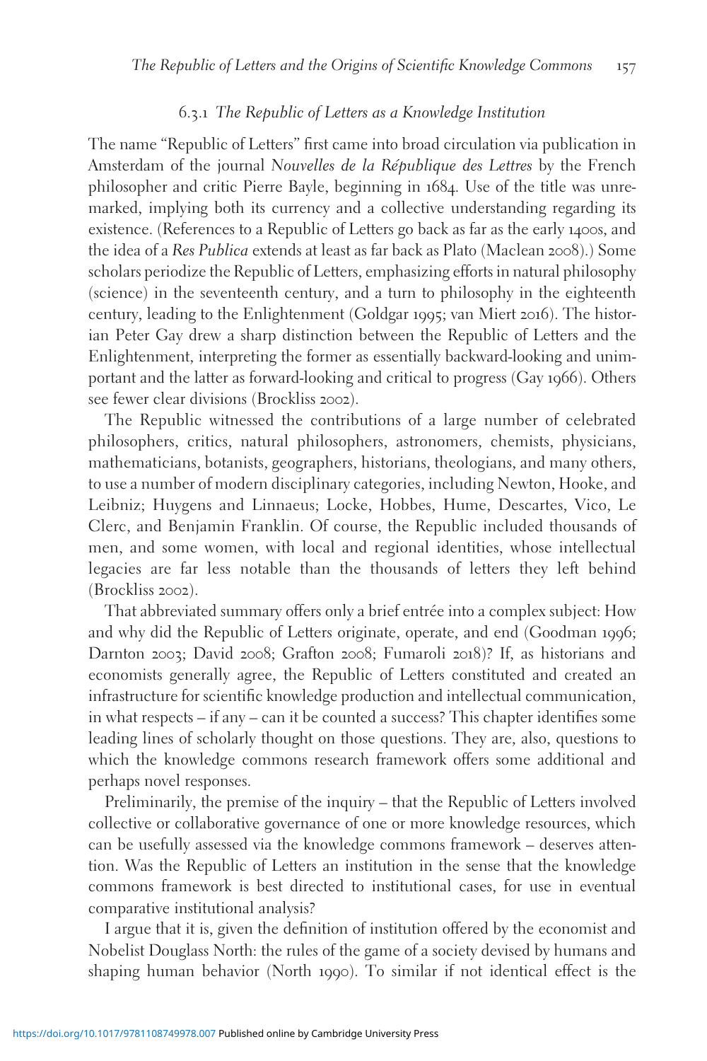### 6.3.1 *The Republic of Letters as a Knowledge Institution*

The name "Republic of Letters" first came into broad circulation via publication in Amsterdam of the journal *Nouvelles de la République des Lettres* by the French philosopher and critic Pierre Bayle, beginning in 1684. Use of the title was unremarked, implying both its currency and a collective understanding regarding its existence. (References to a Republic of Letters go back as far as the early 1400s, and the idea of a *Res Publica* extends at least as far back as Plato (Maclean 2008).) Some scholars periodize the Republic of Letters, emphasizing efforts in natural philosophy (science) in the seventeenth century, and a turn to philosophy in the eighteenth century, leading to the Enlightenment (Goldgar 1995; van Miert 2016). The historian Peter Gay drew a sharp distinction between the Republic of Letters and the Enlightenment, interpreting the former as essentially backward-looking and unimportant and the latter as forward-looking and critical to progress (Gay 1966). Others see fewer clear divisions (Brockliss 2002).

The Republic witnessed the contributions of a large number of celebrated philosophers, critics, natural philosophers, astronomers, chemists, physicians, mathematicians, botanists, geographers, historians, theologians, and many others, to use a number of modern disciplinary categories, including Newton, Hooke, and Leibniz; Huygens and Linnaeus; Locke, Hobbes, Hume, Descartes, Vico, Le Clerc, and Benjamin Franklin. Of course, the Republic included thousands of men, and some women, with local and regional identities, whose intellectual legacies are far less notable than the thousands of letters they left behind (Brockliss 2002).

That abbreviated summary offers only a brief entrée into a complex subject: How and why did the Republic of Letters originate, operate, and end (Goodman 1996; Darnton 2003; David 2008; Grafton 2008; Fumaroli 2018)? If, as historians and economists generally agree, the Republic of Letters constituted and created an infrastructure for scientific knowledge production and intellectual communication, in what respects – if any – can it be counted a success? This chapter identifies some leading lines of scholarly thought on those questions. They are, also, questions to which the knowledge commons research framework offers some additional and perhaps novel responses.

Preliminarily, the premise of the inquiry – that the Republic of Letters involved collective or collaborative governance of one or more knowledge resources, which can be usefully assessed via the knowledge commons framework – deserves attention. Was the Republic of Letters an institution in the sense that the knowledge commons framework is best directed to institutional cases, for use in eventual comparative institutional analysis?

I argue that it is, given the definition of institution offered by the economist and Nobelist Douglass North: the rules of the game of a society devised by humans and shaping human behavior (North 1990). To similar if not identical effect is the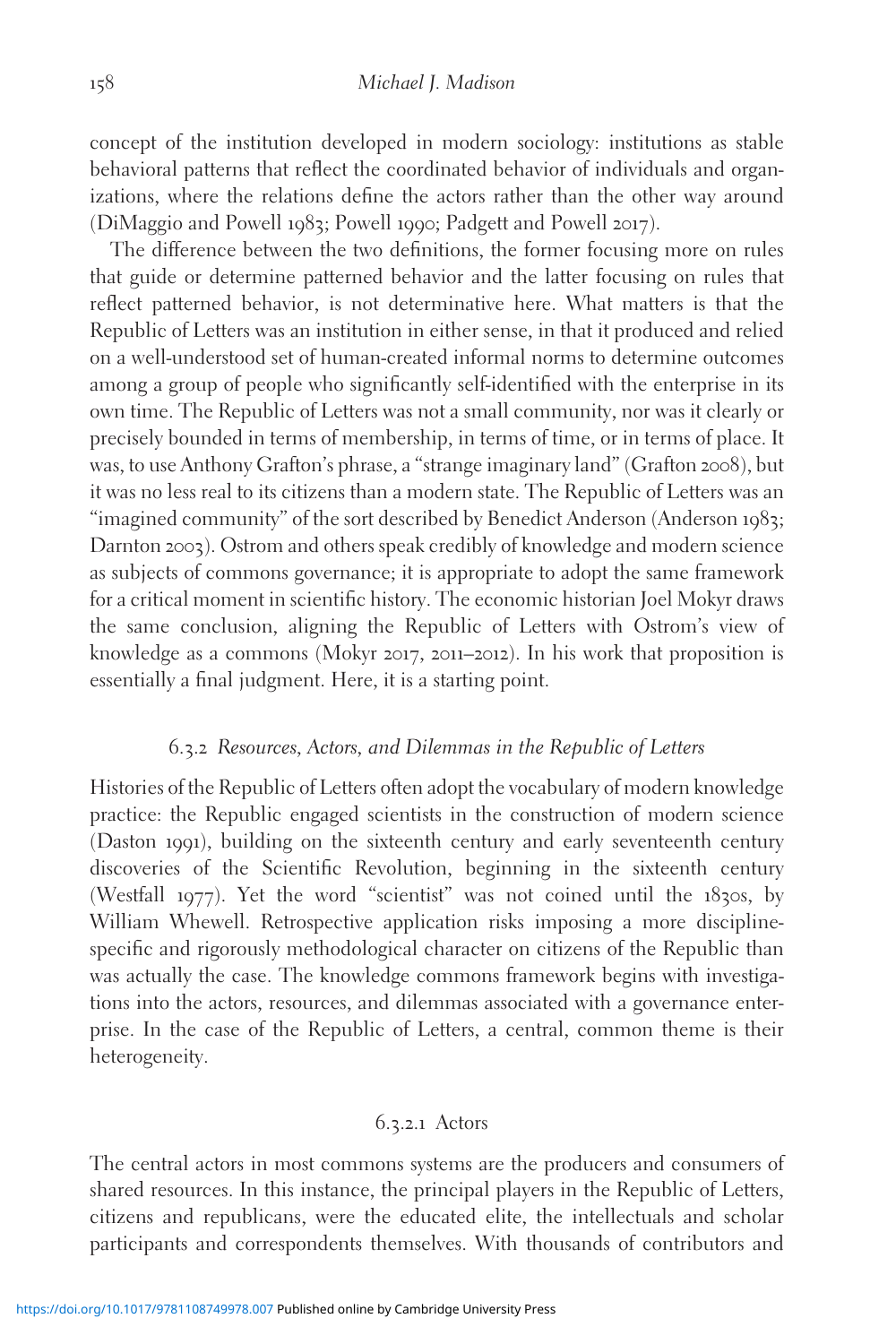concept of the institution developed in modern sociology: institutions as stable behavioral patterns that reflect the coordinated behavior of individuals and organizations, where the relations define the actors rather than the other way around (DiMaggio and Powell 1983; Powell 1990; Padgett and Powell 2017).

The difference between the two definitions, the former focusing more on rules that guide or determine patterned behavior and the latter focusing on rules that reflect patterned behavior, is not determinative here. What matters is that the Republic of Letters was an institution in either sense, in that it produced and relied on a well-understood set of human-created informal norms to determine outcomes among a group of people who significantly self-identified with the enterprise in its own time. The Republic of Letters was not a small community, nor was it clearly or precisely bounded in terms of membership, in terms of time, or in terms of place. It was, to use Anthony Grafton's phrase, a "strange imaginary land" (Grafton 2008), but it was no less real to its citizens than a modern state. The Republic of Letters was an "imagined community" of the sort described by Benedict Anderson (Anderson 1983; Darnton 2003). Ostrom and others speak credibly of knowledge and modern science as subjects of commons governance; it is appropriate to adopt the same framework for a critical moment in scientific history. The economic historian Joel Mokyr draws the same conclusion, aligning the Republic of Letters with Ostrom's view of knowledge as a commons (Mokyr 2017, 2011–2012). In his work that proposition is essentially a final judgment. Here, it is a starting point.

### 6.3.2 *Resources, Actors, and Dilemmas in the Republic of Letters*

Histories of the Republic of Letters often adopt the vocabulary of modern knowledge practice: the Republic engaged scientists in the construction of modern science (Daston 1991), building on the sixteenth century and early seventeenth century discoveries of the Scientific Revolution, beginning in the sixteenth century (Westfall 1977). Yet the word "scientist" was not coined until the 1830s, by William Whewell. Retrospective application risks imposing a more discipline-specific and rigorously methodological character on citizens of the Republic than was actually the case. The knowledge commons framework begins with investigations into the actors, resources, and dilemmas associated with a governance enterprise. In the case of the Republic of Letters, a central, common theme is their heterogeneity.

#### 6.3.2.1 Actors

The central actors in most commons systems are the producers and consumers of shared resources. In this instance, the principal players in the Republic of Letters, citizens and republicans, were the educated elite, the intellectuals and scholar participants and correspondents themselves. With thousands of contributors and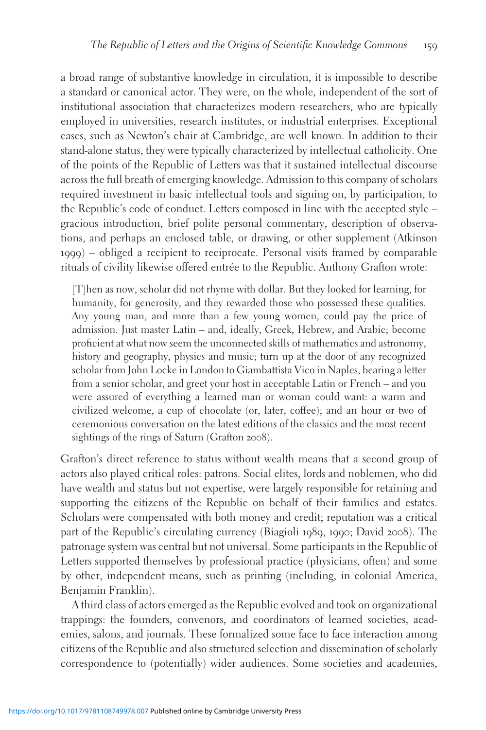a broad range of substantive knowledge in circulation, it is impossible to describe a standard or canonical actor. They were, on the whole, independent of the sort of institutional association that characterizes modern researchers, who are typically employed in universities, research institutes, or industrial enterprises. Exceptional cases, such as Newton's chair at Cambridge, are well known. In addition to their stand-alone status, they were typically characterized by intellectual catholicity. One of the points of the Republic of Letters was that it sustained intellectual discourse across the full breath of emerging knowledge. Admission to this company of scholars required investment in basic intellectual tools and signing on, by participation, to the Republic's code of conduct. Letters composed in line with the accepted style – gracious introduction, brief polite personal commentary, description of observations, and perhaps an enclosed table, or drawing, or other supplement (Atkinson 1999) – obliged a recipient to reciprocate. Personal visits framed by comparable rituals of civility likewise offered entrée to the Republic. Anthony Grafton wrote:

> [T]hen as now, scholar did not rhyme with dollar. But they looked for learning, for humanity, for generosity, and they rewarded those who possessed these qualities. Any young man, and more than a few young women, could pay the price of admission. Just master Latin – and, ideally, Greek, Hebrew, and Arabic; become proficient at what now seem the unconnected skills of mathematics and astronomy, history and geography, physics and music; turn up at the door of any recognized scholar from John Locke in London to Giambattista Vico in Naples, bearing a letter from a senior scholar, and greet your host in acceptable Latin or French – and you were assured of everything a learned man or woman could want: a warm and civilized welcome, a cup of chocolate (or, later, coffee); and an hour or two of ceremonious conversation on the latest editions of the classics and the most recent sightings of the rings of Saturn (Grafton 2008).

Grafton's direct reference to status without wealth means that a second group of actors also played critical roles: patrons. Social elites, lords and noblemen, who did have wealth and status but not expertise, were largely responsible for retaining and supporting the citizens of the Republic on behalf of their families and estates. Scholars were compensated with both money and credit; reputation was a critical part of the Republic's circulating currency (Biagioli 1989, 1990; David 2008). The patronage system was central but not universal. Some participants in the Republic of Letters supported themselves by professional practice (physicians, often) and some by other, independent means, such as printing (including, in colonial America, Benjamin Franklin).

A third class of actors emerged as the Republic evolved and took on organizational trappings: the founders, convenors, and coordinators of learned societies, academies, salons, and journals. These formalized some face to face interaction among citizens of the Republic and also structured selection and dissemination of scholarly correspondence to (potentially) wider audiences. Some societies and academies,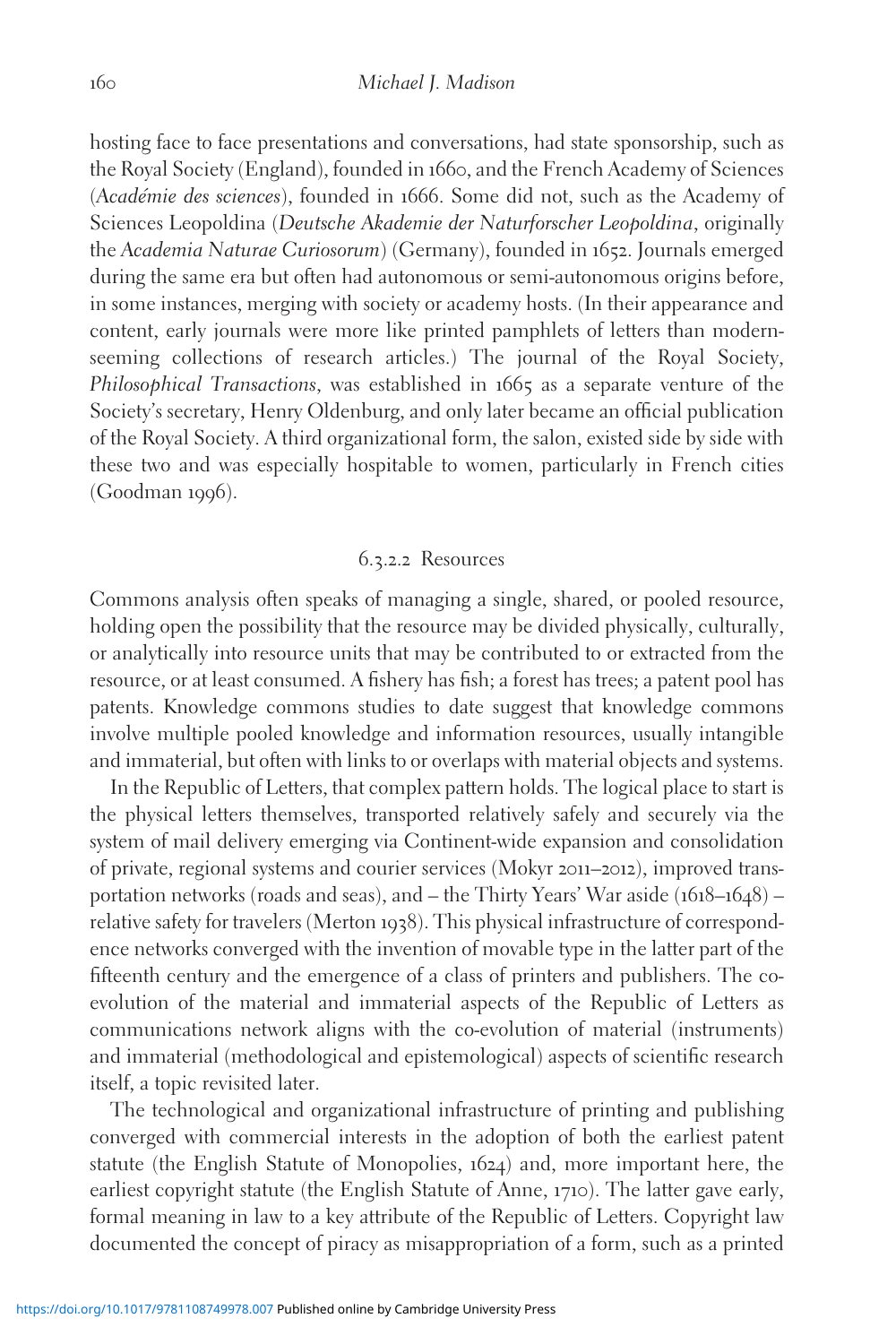hosting face to face presentations and conversations, had state sponsorship, such as the Royal Society (England), founded in 1660, and the French Academy of Sciences (*Académie des sciences*), founded in 1666. Some did not, such as the Academy of Sciences Leopoldina (*Deutsche Akademie der Naturforscher Leopoldina*, originally the *Academia Naturae Curiosorum*) (Germany), founded in 1652. Journals emerged during the same era but often had autonomous or semi-autonomous origins before, in some instances, merging with society or academy hosts. (In their appearance and content, early journals were more like printed pamphlets of letters than modern-seeming collections of research articles.) The journal of the Royal Society, *Philosophical Transactions*, was established in 1665 as a separate venture of the Society's secretary, Henry Oldenburg, and only later became an official publication of the Royal Society. A third organizational form, the salon, existed side by side with these two and was especially hospitable to women, particularly in French cities (Goodman 1996).

#### 6.3.2.2 Resources

Commons analysis often speaks of managing a single, shared, or pooled resource, holding open the possibility that the resource may be divided physically, culturally, or analytically into resource units that may be contributed to or extracted from the resource, or at least consumed. A fishery has fish; a forest has trees; a patent pool has patents. Knowledge commons studies to date suggest that knowledge commons involve multiple pooled knowledge and information resources, usually intangible and immaterial, but often with links to or overlaps with material objects and systems.

In the Republic of Letters, that complex pattern holds. The logical place to start is the physical letters themselves, transported relatively safely and securely via the system of mail delivery emerging via Continent-wide expansion and consolidation of private, regional systems and courier services (Mokyr 2011–2012), improved transportation networks (roads and seas), and – the Thirty Years' War aside (1618–1648) – relative safety for travelers (Merton 1938). This physical infrastructure of correspondence networks converged with the invention of movable type in the latter part of the fifteenth century and the emergence of a class of printers and publishers. The co-evolution of the material and immaterial aspects of the Republic of Letters as communications network aligns with the co-evolution of material (instruments) and immaterial (methodological and epistemological) aspects of scientific research itself, a topic revisited later.

The technological and organizational infrastructure of printing and publishing converged with commercial interests in the adoption of both the earliest patent statute (the English Statute of Monopolies, 1624) and, more important here, the earliest copyright statute (the English Statute of Anne, 1710). The latter gave early, formal meaning in law to a key attribute of the Republic of Letters. Copyright law documented the concept of piracy as misappropriation of a form, such as a printed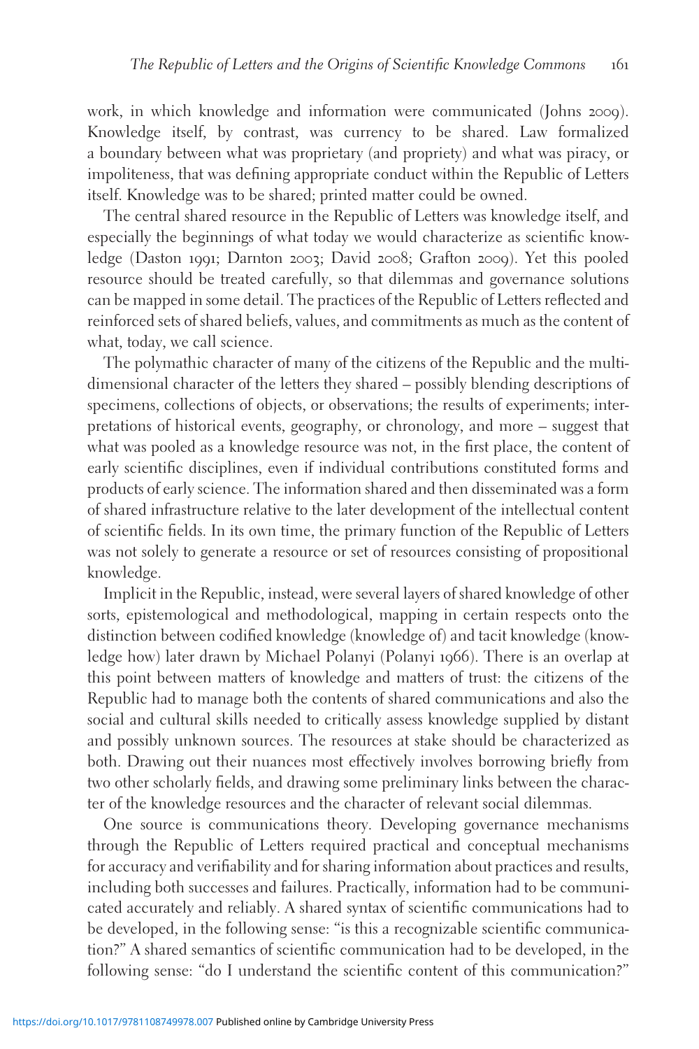work, in which knowledge and information were communicated (Johns 2009). Knowledge itself, by contrast, was currency to be shared. Law formalized a boundary between what was proprietary (and propriety) and what was piracy, or impoliteness, that was defining appropriate conduct within the Republic of Letters itself. Knowledge was to be shared; printed matter could be owned.

The central shared resource in the Republic of Letters was knowledge itself, and especially the beginnings of what today we would characterize as scientific knowledge (Daston 1991; Darnton 2003; David 2008; Grafton 2009). Yet this pooled resource should be treated carefully, so that dilemmas and governance solutions can be mapped in some detail. The practices of the Republic of Letters reflected and reinforced sets of shared beliefs, values, and commitments as much as the content of what, today, we call science.

The polymathic character of many of the citizens of the Republic and the multidimensional character of the letters they shared – possibly blending descriptions of specimens, collections of objects, or observations; the results of experiments; interpretations of historical events, geography, or chronology, and more – suggest that what was pooled as a knowledge resource was not, in the first place, the content of early scientific disciplines, even if individual contributions constituted forms and products of early science. The information shared and then disseminated was a form of shared infrastructure relative to the later development of the intellectual content of scientific fields. In its own time, the primary function of the Republic of Letters was not solely to generate a resource or set of resources consisting of propositional knowledge.

Implicit in the Republic, instead, were several layers of shared knowledge of other sorts, epistemological and methodological, mapping in certain respects onto the distinction between codified knowledge (knowledge of) and tacit knowledge (knowledge how) later drawn by Michael Polanyi (Polanyi 1966). There is an overlap at this point between matters of knowledge and matters of trust: the citizens of the Republic had to manage both the contents of shared communications and also the social and cultural skills needed to critically assess knowledge supplied by distant and possibly unknown sources. The resources at stake should be characterized as both. Drawing out their nuances most effectively involves borrowing briefly from two other scholarly fields, and drawing some preliminary links between the character of the knowledge resources and the character of relevant social dilemmas.

One source is communications theory. Developing governance mechanisms through the Republic of Letters required practical and conceptual mechanisms for accuracy and verifiability and for sharing information about practices and results, including both successes and failures. Practically, information had to be communicated accurately and reliably. A shared syntax of scientific communications had to be developed, in the following sense: "is this a recognizable scientific communication?" A shared semantics of scientific communication had to be developed, in the following sense: "do I understand the scientific content of this communication?"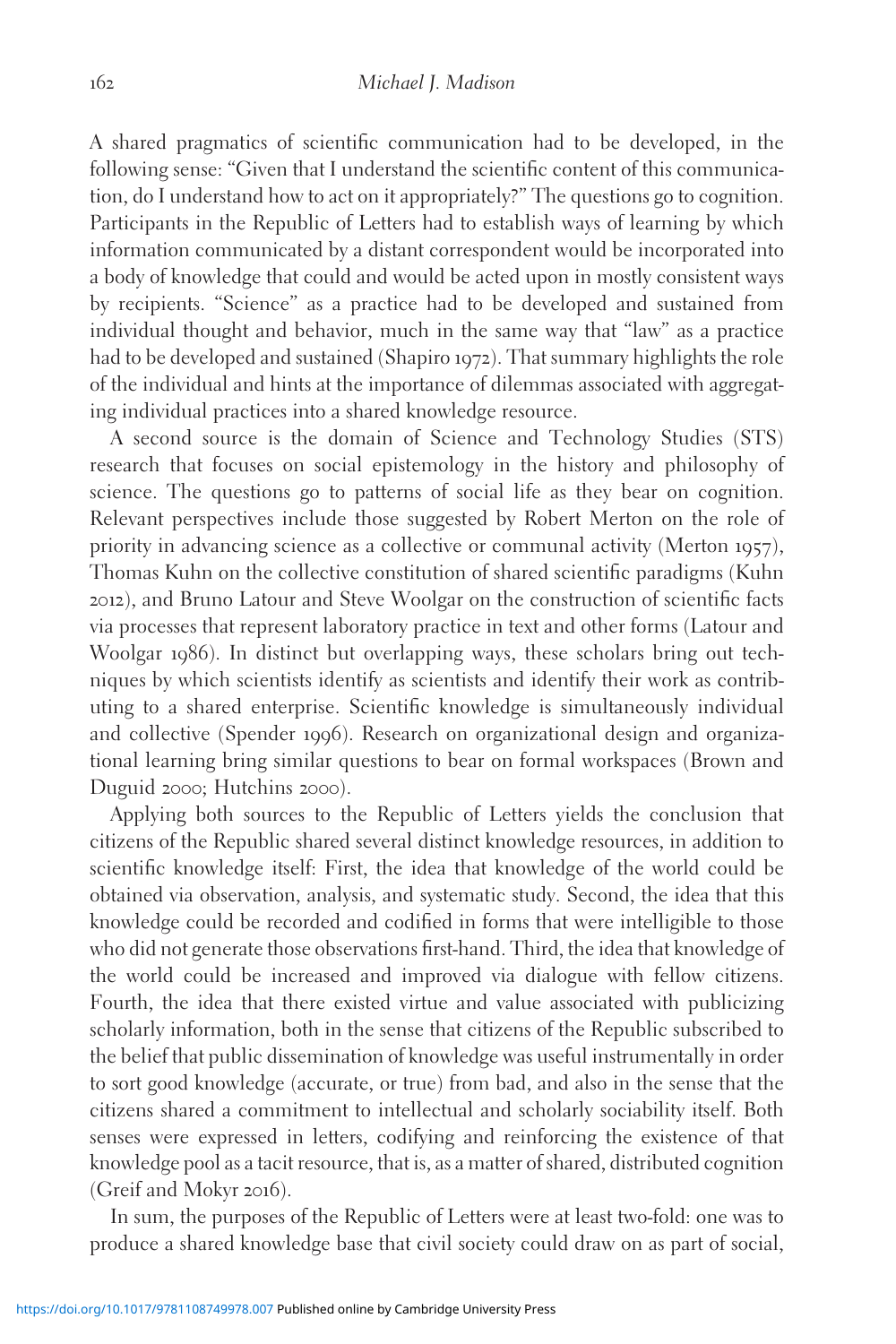A shared pragmatics of scientific communication had to be developed, in the following sense: "Given that I understand the scientific content of this communication, do I understand how to act on it appropriately?" The questions go to cognition. Participants in the Republic of Letters had to establish ways of learning by which information communicated by a distant correspondent would be incorporated into a body of knowledge that could and would be acted upon in mostly consistent ways by recipients. "Science" as a practice had to be developed and sustained from individual thought and behavior, much in the same way that "law" as a practice had to be developed and sustained (Shapiro 1972). That summary highlights the role of the individual and hints at the importance of dilemmas associated with aggregating individual practices into a shared knowledge resource.

A second source is the domain of Science and Technology Studies (STS) research that focuses on social epistemology in the history and philosophy of science. The questions go to patterns of social life as they bear on cognition. Relevant perspectives include those suggested by Robert Merton on the role of priority in advancing science as a collective or communal activity (Merton 1957), Thomas Kuhn on the collective constitution of shared scientific paradigms (Kuhn 2012), and Bruno Latour and Steve Woolgar on the construction of scientific facts via processes that represent laboratory practice in text and other forms (Latour and Woolgar 1986). In distinct but overlapping ways, these scholars bring out techniques by which scientists identify as scientists and identify their work as contributing to a shared enterprise. Scientific knowledge is simultaneously individual and collective (Spender 1996). Research on organizational design and organizational learning bring similar questions to bear on formal workspaces (Brown and Duguid 2000; Hutchins 2000).

Applying both sources to the Republic of Letters yields the conclusion that citizens of the Republic shared several distinct knowledge resources, in addition to scientific knowledge itself: First, the idea that knowledge of the world could be obtained via observation, analysis, and systematic study. Second, the idea that this knowledge could be recorded and codified in forms that were intelligible to those who did not generate those observations first-hand. Third, the idea that knowledge of the world could be increased and improved via dialogue with fellow citizens. Fourth, the idea that there existed virtue and value associated with publicizing scholarly information, both in the sense that citizens of the Republic subscribed to the belief that public dissemination of knowledge was useful instrumentally in order to sort good knowledge (accurate, or true) from bad, and also in the sense that the citizens shared a commitment to intellectual and scholarly sociability itself. Both senses were expressed in letters, codifying and reinforcing the existence of that knowledge pool as a tacit resource, that is, as a matter of shared, distributed cognition (Greif and Mokyr 2016).

In sum, the purposes of the Republic of Letters were at least two-fold: one was to produce a shared knowledge base that civil society could draw on as part of social,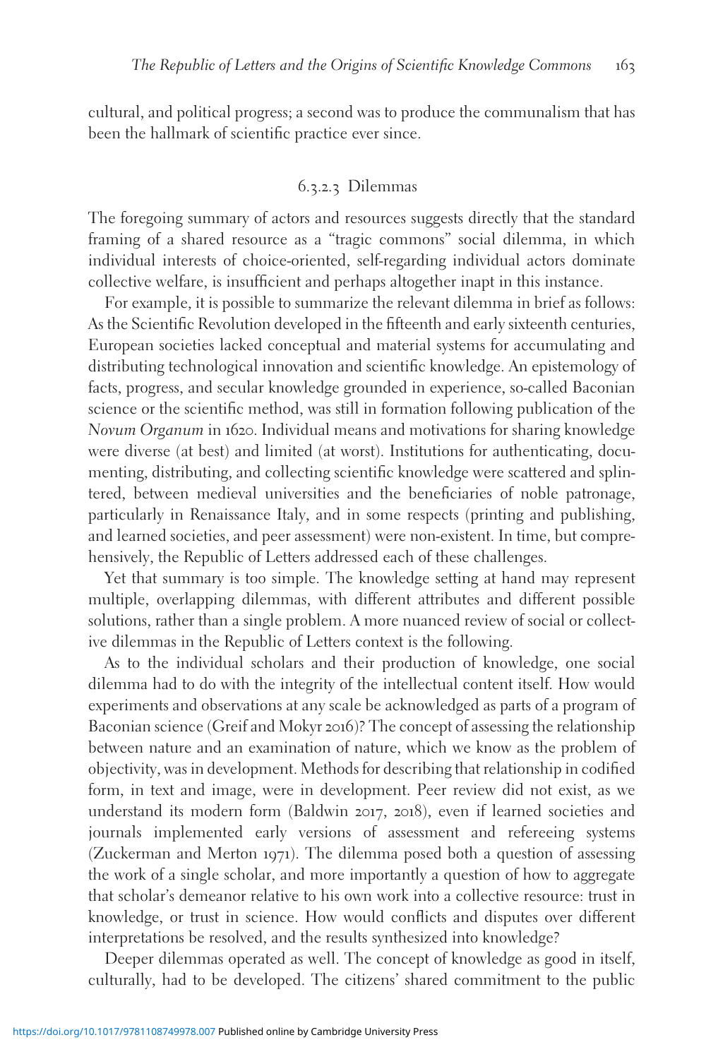cultural, and political progress; a second was to produce the communalism that has been the hallmark of scientific practice ever since.

#### 6.3.2.3 Dilemmas

The foregoing summary of actors and resources suggests directly that the standard framing of a shared resource as a "tragic commons" social dilemma, in which individual interests of choice-oriented, self-regarding individual actors dominate collective welfare, is insufficient and perhaps altogether inapt in this instance.

For example, it is possible to summarize the relevant dilemma in brief as follows: As the Scientific Revolution developed in the fifteenth and early sixteenth centuries, European societies lacked conceptual and material systems for accumulating and distributing technological innovation and scientific knowledge. An epistemology of facts, progress, and secular knowledge grounded in experience, so-called Baconian science or the scientific method, was still in formation following publication of the *Novum Organum* in 1620. Individual means and motivations for sharing knowledge were diverse (at best) and limited (at worst). Institutions for authenticating, documenting, distributing, and collecting scientific knowledge were scattered and splintered, between medieval universities and the beneficiaries of noble patronage, particularly in Renaissance Italy, and in some respects (printing and publishing, and learned societies, and peer assessment) were non-existent. In time, but comprehensively, the Republic of Letters addressed each of these challenges.

Yet that summary is too simple. The knowledge setting at hand may represent multiple, overlapping dilemmas, with different attributes and different possible solutions, rather than a single problem. A more nuanced review of social or collective dilemmas in the Republic of Letters context is the following.

As to the individual scholars and their production of knowledge, one social dilemma had to do with the integrity of the intellectual content itself. How would experiments and observations at any scale be acknowledged as parts of a program of Baconian science (Greif and Mokyr 2016)? The concept of assessing the relationship between nature and an examination of nature, which we know as the problem of objectivity, was in development. Methods for describing that relationship in codified form, in text and image, were in development. Peer review did not exist, as we understand its modern form (Baldwin 2017, 2018), even if learned societies and journals implemented early versions of assessment and refereeing systems (Zuckerman and Merton 1971). The dilemma posed both a question of assessing the work of a single scholar, and more importantly a question of how to aggregate that scholar's demeanor relative to his own work into a collective resource: trust in knowledge, or trust in science. How would conflicts and disputes over different interpretations be resolved, and the results synthesized into knowledge?

Deeper dilemmas operated as well. The concept of knowledge as good in itself, culturally, had to be developed. The citizens' shared commitment to the public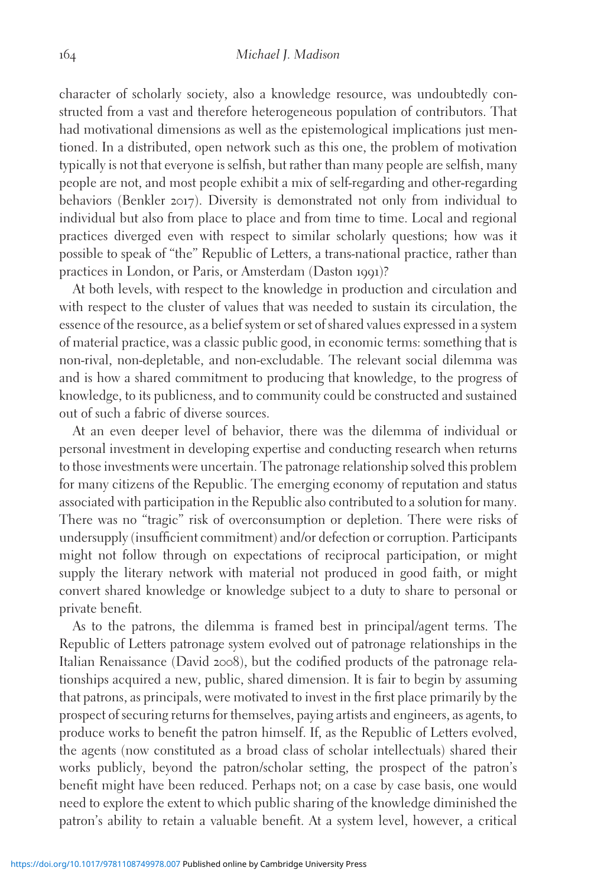character of scholarly society, also a knowledge resource, was undoubtedly constructed from a vast and therefore heterogeneous population of contributors. That had motivational dimensions as well as the epistemological implications just mentioned. In a distributed, open network such as this one, the problem of motivation typically is not that everyone is selfish, but rather than many people are selfish, many people are not, and most people exhibit a mix of self-regarding and other-regarding behaviors (Benkler 2017). Diversity is demonstrated not only from individual to individual but also from place to place and from time to time. Local and regional practices diverged even with respect to similar scholarly questions; how was it possible to speak of "the" Republic of Letters, a trans-national practice, rather than practices in London, or Paris, or Amsterdam (Daston 1991)?

At both levels, with respect to the knowledge in production and circulation and with respect to the cluster of values that was needed to sustain its circulation, the essence of the resource, as a belief system or set of shared values expressed in a system of material practice, was a classic public good, in economic terms: something that is non-rival, non-depletable, and non-excludable. The relevant social dilemma was and is how a shared commitment to producing that knowledge, to the progress of knowledge, to its publicness, and to community could be constructed and sustained out of such a fabric of diverse sources.

At an even deeper level of behavior, there was the dilemma of individual or personal investment in developing expertise and conducting research when returns to those investments were uncertain. The patronage relationship solved this problem for many citizens of the Republic. The emerging economy of reputation and status associated with participation in the Republic also contributed to a solution for many. There was no "tragic" risk of overconsumption or depletion. There were risks of undersupply (insufficient commitment) and/or defection or corruption. Participants might not follow through on expectations of reciprocal participation, or might supply the literary network with material not produced in good faith, or might convert shared knowledge or knowledge subject to a duty to share to personal or private benefit.

As to the patrons, the dilemma is framed best in principal/agent terms. The Republic of Letters patronage system evolved out of patronage relationships in the Italian Renaissance (David 2008), but the codified products of the patronage relationships acquired a new, public, shared dimension. It is fair to begin by assuming that patrons, as principals, were motivated to invest in the first place primarily by the prospect of securing returns for themselves, paying artists and engineers, as agents, to produce works to benefit the patron himself. If, as the Republic of Letters evolved, the agents (now constituted as a broad class of scholar intellectuals) shared their works publicly, beyond the patron/scholar setting, the prospect of the patron's benefit might have been reduced. Perhaps not; on a case by case basis, one would need to explore the extent to which public sharing of the knowledge diminished the patron's ability to retain a valuable benefit. At a system level, however, a critical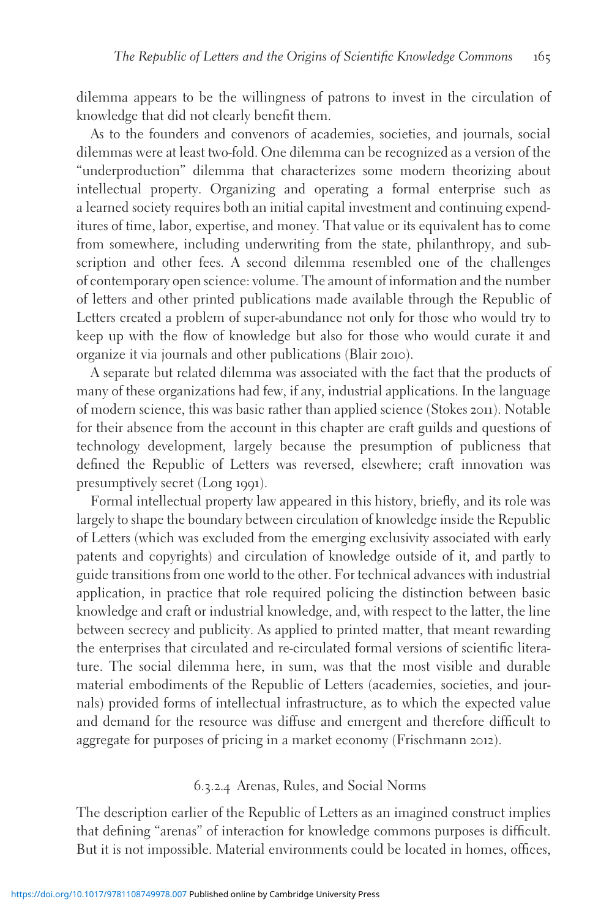dilemma appears to be the willingness of patrons to invest in the circulation of knowledge that did not clearly benefit them.

As to the founders and convenors of academies, societies, and journals, social dilemmas were at least two-fold. One dilemma can be recognized as a version of the "underproduction" dilemma that characterizes some modern theorizing about intellectual property. Organizing and operating a formal enterprise such as a learned society requires both an initial capital investment and continuing expenditures of time, labor, expertise, and money. That value or its equivalent has to come from somewhere, including underwriting from the state, philanthropy, and subscription and other fees. A second dilemma resembled one of the challenges of contemporary open science: volume. The amount of information and the number of letters and other printed publications made available through the Republic of Letters created a problem of super-abundance not only for those who would try to keep up with the flow of knowledge but also for those who would curate it and organize it via journals and other publications (Blair 2010).

A separate but related dilemma was associated with the fact that the products of many of these organizations had few, if any, industrial applications. In the language of modern science, this was basic rather than applied science (Stokes 2011). Notable for their absence from the account in this chapter are craft guilds and questions of technology development, largely because the presumption of publicness that defined the Republic of Letters was reversed, elsewhere; craft innovation was presumptively secret (Long 1991).

Formal intellectual property law appeared in this history, briefly, and its role was largely to shape the boundary between circulation of knowledge inside the Republic of Letters (which was excluded from the emerging exclusivity associated with early patents and copyrights) and circulation of knowledge outside of it, and partly to guide transitions from one world to the other. For technical advances with industrial application, in practice that role required policing the distinction between basic knowledge and craft or industrial knowledge, and, with respect to the latter, the line between secrecy and publicity. As applied to printed matter, that meant rewarding the enterprises that circulated and re-circulated formal versions of scientific literature. The social dilemma here, in sum, was that the most visible and durable material embodiments of the Republic of Letters (academies, societies, and journals) provided forms of intellectual infrastructure, as to which the expected value and demand for the resource was diffuse and emergent and therefore difficult to aggregate for purposes of pricing in a market economy (Frischmann 2012).

#### 6.3.2.4 Arenas, Rules, and Social Norms

The description earlier of the Republic of Letters as an imagined construct implies that defining "arenas" of interaction for knowledge commons purposes is difficult. But it is not impossible. Material environments could be located in homes, offices,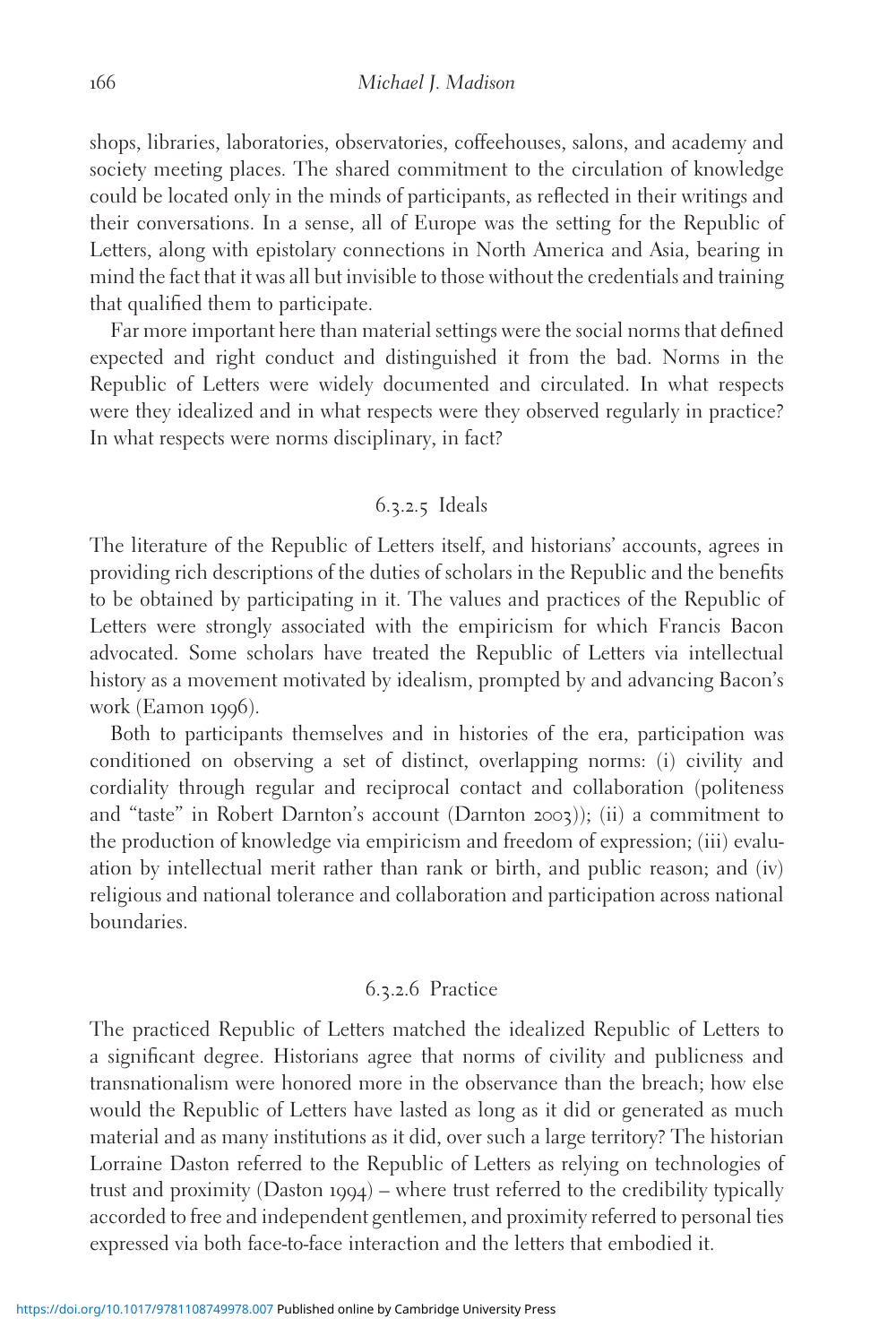shops, libraries, laboratories, observatories, coffeehouses, salons, and academy and society meeting places. The shared commitment to the circulation of knowledge could be located only in the minds of participants, as reflected in their writings and their conversations. In a sense, all of Europe was the setting for the Republic of Letters, along with epistolary connections in North America and Asia, bearing in mind the fact that it was all but invisible to those without the credentials and training that qualified them to participate.

Far more important here than material settings were the social norms that defined expected and right conduct and distinguished it from the bad. Norms in the Republic of Letters were widely documented and circulated. In what respects were they idealized and in what respects were they observed regularly in practice? In what respects were norms disciplinary, in fact?

#### 6.3.2.5 Ideals

The literature of the Republic of Letters itself, and historians' accounts, agrees in providing rich descriptions of the duties of scholars in the Republic and the benefits to be obtained by participating in it. The values and practices of the Republic of Letters were strongly associated with the empiricism for which Francis Bacon advocated. Some scholars have treated the Republic of Letters via intellectual history as a movement motivated by idealism, prompted by and advancing Bacon's work (Eamon 1996).

Both to participants themselves and in histories of the era, participation was conditioned on observing a set of distinct, overlapping norms: (i) civility and cordiality through regular and reciprocal contact and collaboration (politeness and "taste" in Robert Darnton's account (Darnton 2003)); (ii) a commitment to the production of knowledge via empiricism and freedom of expression; (iii) evaluation by intellectual merit rather than rank or birth, and public reason; and (iv) religious and national tolerance and collaboration and participation across national boundaries.

#### 6.3.2.6 Practice

The practiced Republic of Letters matched the idealized Republic of Letters to a significant degree. Historians agree that norms of civility and publicness and transnationalism were honored more in the observance than the breach; how else would the Republic of Letters have lasted as long as it did or generated as much material and as many institutions as it did, over such a large territory? The historian Lorraine Daston referred to the Republic of Letters as relying on technologies of trust and proximity (Daston 1994) – where trust referred to the credibility typically accorded to free and independent gentlemen, and proximity referred to personal ties expressed via both face-to-face interaction and the letters that embodied it.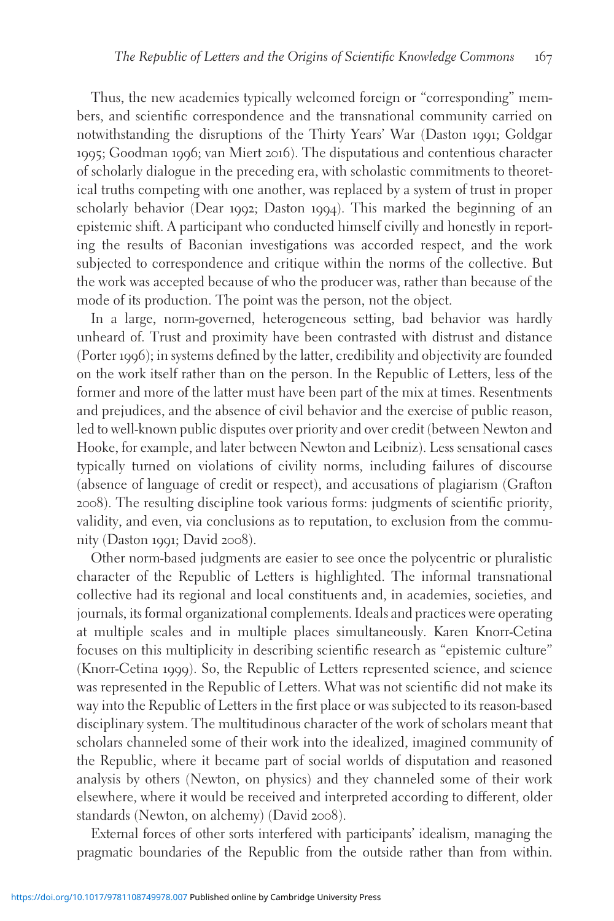Thus, the new academies typically welcomed foreign or "corresponding" members, and scientific correspondence and the transnational community carried on notwithstanding the disruptions of the Thirty Years' War (Daston 1991; Goldgar 1995; Goodman 1996; van Miert 2016). The disputatious and contentious character of scholarly dialogue in the preceding era, with scholastic commitments to theoretical truths competing with one another, was replaced by a system of trust in proper scholarly behavior (Dear 1992; Daston 1994). This marked the beginning of an epistemic shift. A participant who conducted himself civilly and honestly in reporting the results of Baconian investigations was accorded respect, and the work subjected to correspondence and critique within the norms of the collective. But the work was accepted because of who the producer was, rather than because of the mode of its production. The point was the person, not the object.

In a large, norm-governed, heterogeneous setting, bad behavior was hardly unheard of. Trust and proximity have been contrasted with distrust and distance (Porter 1996); in systems defined by the latter, credibility and objectivity are founded on the work itself rather than on the person. In the Republic of Letters, less of the former and more of the latter must have been part of the mix at times. Resentments and prejudices, and the absence of civil behavior and the exercise of public reason, led to well-known public disputes over priority and over credit (between Newton and Hooke, for example, and later between Newton and Leibniz). Less sensational cases typically turned on violations of civility norms, including failures of discourse (absence of language of credit or respect), and accusations of plagiarism (Grafton 2008). The resulting discipline took various forms: judgments of scientific priority, validity, and even, via conclusions as to reputation, to exclusion from the community (Daston 1991; David 2008).

Other norm-based judgments are easier to see once the polycentric or pluralistic character of the Republic of Letters is highlighted. The informal transnational collective had its regional and local constituents and, in academies, societies, and journals, its formal organizational complements. Ideals and practices were operating at multiple scales and in multiple places simultaneously. Karen Knorr-Cetina focuses on this multiplicity in describing scientific research as "epistemic culture" (Knorr-Cetina 1999). So, the Republic of Letters represented science, and science was represented in the Republic of Letters. What was not scientific did not make its way into the Republic of Letters in the first place or was subjected to its reason-based disciplinary system. The multitudinous character of the work of scholars meant that scholars channeled some of their work into the idealized, imagined community of the Republic, where it became part of social worlds of disputation and reasoned analysis by others (Newton, on physics) and they channeled some of their work elsewhere, where it would be received and interpreted according to different, older standards (Newton, on alchemy) (David 2008).

External forces of other sorts interfered with participants' idealism, managing the pragmatic boundaries of the Republic from the outside rather than from within.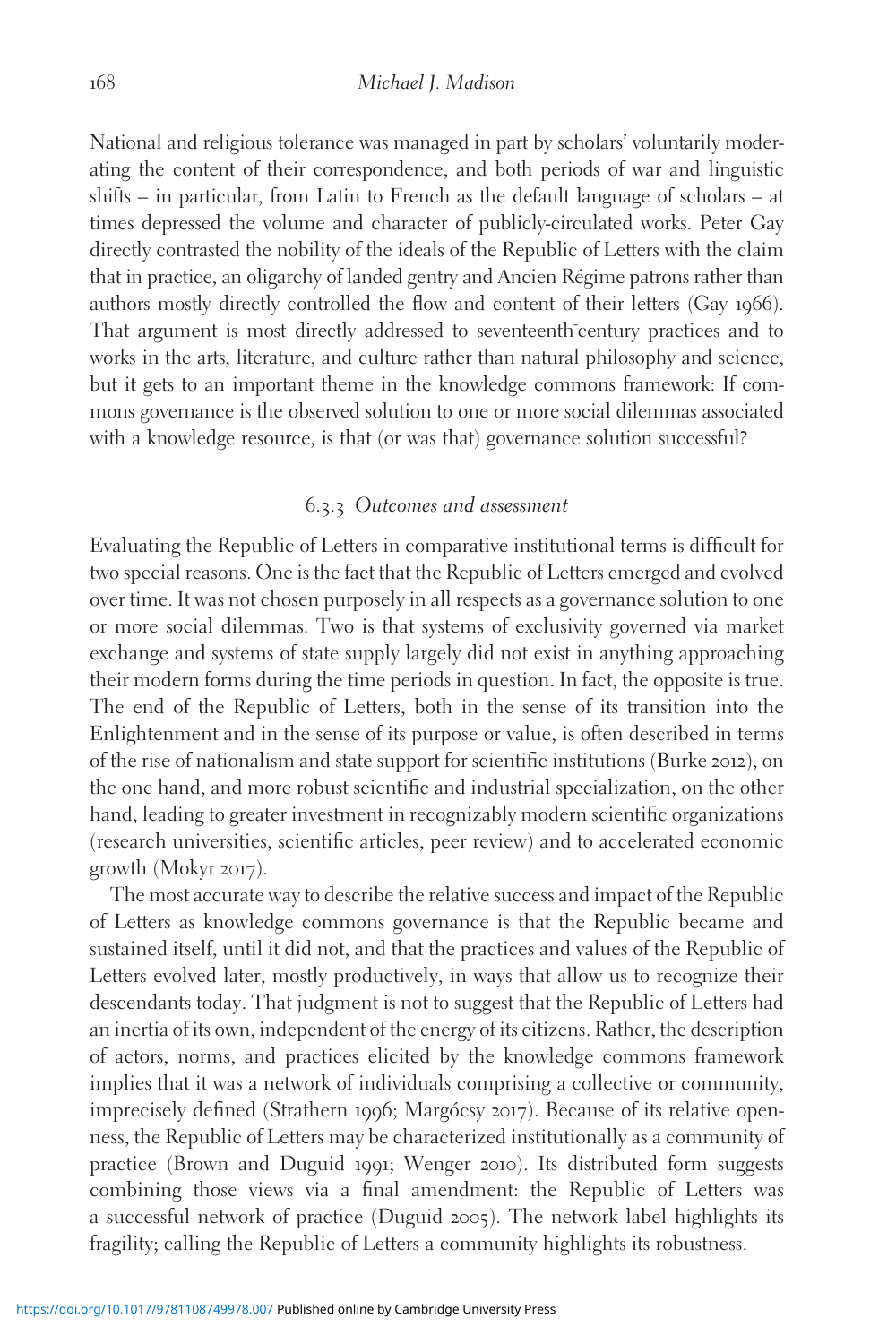National and religious tolerance was managed in part by scholars' voluntarily moderating the content of their correspondence, and both periods of war and linguistic shifts – in particular, from Latin to French as the default language of scholars – at times depressed the volume and character of publicly-circulated works. Peter Gay directly contrasted the nobility of the ideals of the Republic of Letters with the claim that in practice, an oligarchy of landed gentry and Ancien Régime patrons rather than authors mostly directly controlled the flow and content of their letters (Gay 1966). That argument is most directly addressed to seventeenth-century practices and to works in the arts, literature, and culture rather than natural philosophy and science, but it gets to an important theme in the knowledge commons framework: If commons governance is the observed solution to one or more social dilemmas associated with a knowledge resource, is that (or was that) governance solution successful?

### 6.3.3 *Outcomes and assessment*

Evaluating the Republic of Letters in comparative institutional terms is difficult for two special reasons. One is the fact that the Republic of Letters emerged and evolved over time. It was not chosen purposely in all respects as a governance solution to one or more social dilemmas. Two is that systems of exclusivity governed via market exchange and systems of state supply largely did not exist in anything approaching their modern forms during the time periods in question. In fact, the opposite is true. The end of the Republic of Letters, both in the sense of its transition into the Enlightenment and in the sense of its purpose or value, is often described in terms of the rise of nationalism and state support for scientific institutions (Burke 2012), on the one hand, and more robust scientific and industrial specialization, on the other hand, leading to greater investment in recognizably modern scientific organizations (research universities, scientific articles, peer review) and to accelerated economic growth (Mokyr 2017).

The most accurate way to describe the relative success and impact of the Republic of Letters as knowledge commons governance is that the Republic became and sustained itself, until it did not, and that the practices and values of the Republic of Letters evolved later, mostly productively, in ways that allow us to recognize their descendants today. That judgment is not to suggest that the Republic of Letters had an inertia of its own, independent of the energy of its citizens. Rather, the description of actors, norms, and practices elicited by the knowledge commons framework implies that it was a network of individuals comprising a collective or community, imprecisely defined (Strathern 1996; Margócsy 2017). Because of its relative openness, the Republic of Letters may be characterized institutionally as a community of practice (Brown and Duguid 1991; Wenger 2010). Its distributed form suggests combining those views via a final amendment: the Republic of Letters was a successful network of practice (Duguid 2005). The network label highlights its fragility; calling the Republic of Letters a community highlights its robustness.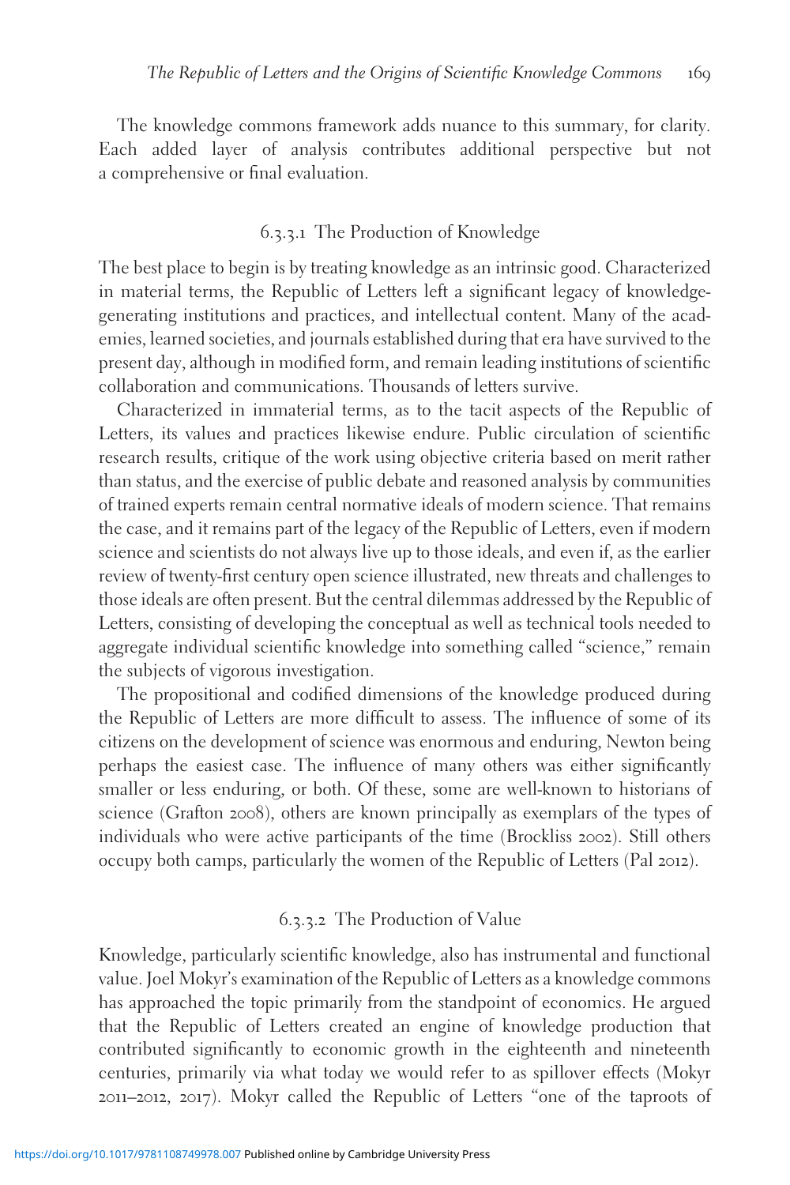The knowledge commons framework adds nuance to this summary, for clarity. Each added layer of analysis contributes additional perspective but not a comprehensive or final evaluation.

### 6.3.3.1 The Production of Knowledge

The best place to begin is by treating knowledge as an intrinsic good. Characterized in material terms, the Republic of Letters left a significant legacy of knowledge-generating institutions and practices, and intellectual content. Many of the academies, learned societies, and journals established during that era have survived to the present day, although in modified form, and remain leading institutions of scientific collaboration and communications. Thousands of letters survive.

Characterized in immaterial terms, as to the tacit aspects of the Republic of Letters, its values and practices likewise endure. Public circulation of scientific research results, critique of the work using objective criteria based on merit rather than status, and the exercise of public debate and reasoned analysis by communities of trained experts remain central normative ideals of modern science. That remains the case, and it remains part of the legacy of the Republic of Letters, even if modern science and scientists do not always live up to those ideals, and even if, as the earlier review of twenty-first century open science illustrated, new threats and challenges to those ideals are often present. But the central dilemmas addressed by the Republic of Letters, consisting of developing the conceptual as well as technical tools needed to aggregate individual scientific knowledge into something called "science," remain the subjects of vigorous investigation.

The propositional and codified dimensions of the knowledge produced during the Republic of Letters are more difficult to assess. The influence of some of its citizens on the development of science was enormous and enduring, Newton being perhaps the easiest case. The influence of many others was either significantly smaller or less enduring, or both. Of these, some are well-known to historians of science (Grafton 2008), others are known principally as exemplars of the types of individuals who were active participants of the time (Brockliss 2002). Still others occupy both camps, particularly the women of the Republic of Letters (Pal 2012).

### 6.3.3.2 The Production of Value

Knowledge, particularly scientific knowledge, also has instrumental and functional value. Joel Mokyr's examination of the Republic of Letters as a knowledge commons has approached the topic primarily from the standpoint of economics. He argued that the Republic of Letters created an engine of knowledge production that contributed significantly to economic growth in the eighteenth and nineteenth centuries, primarily via what today we would refer to as spillover effects (Mokyr 2011–2012, 2017). Mokyr called the Republic of Letters "one of the taproots of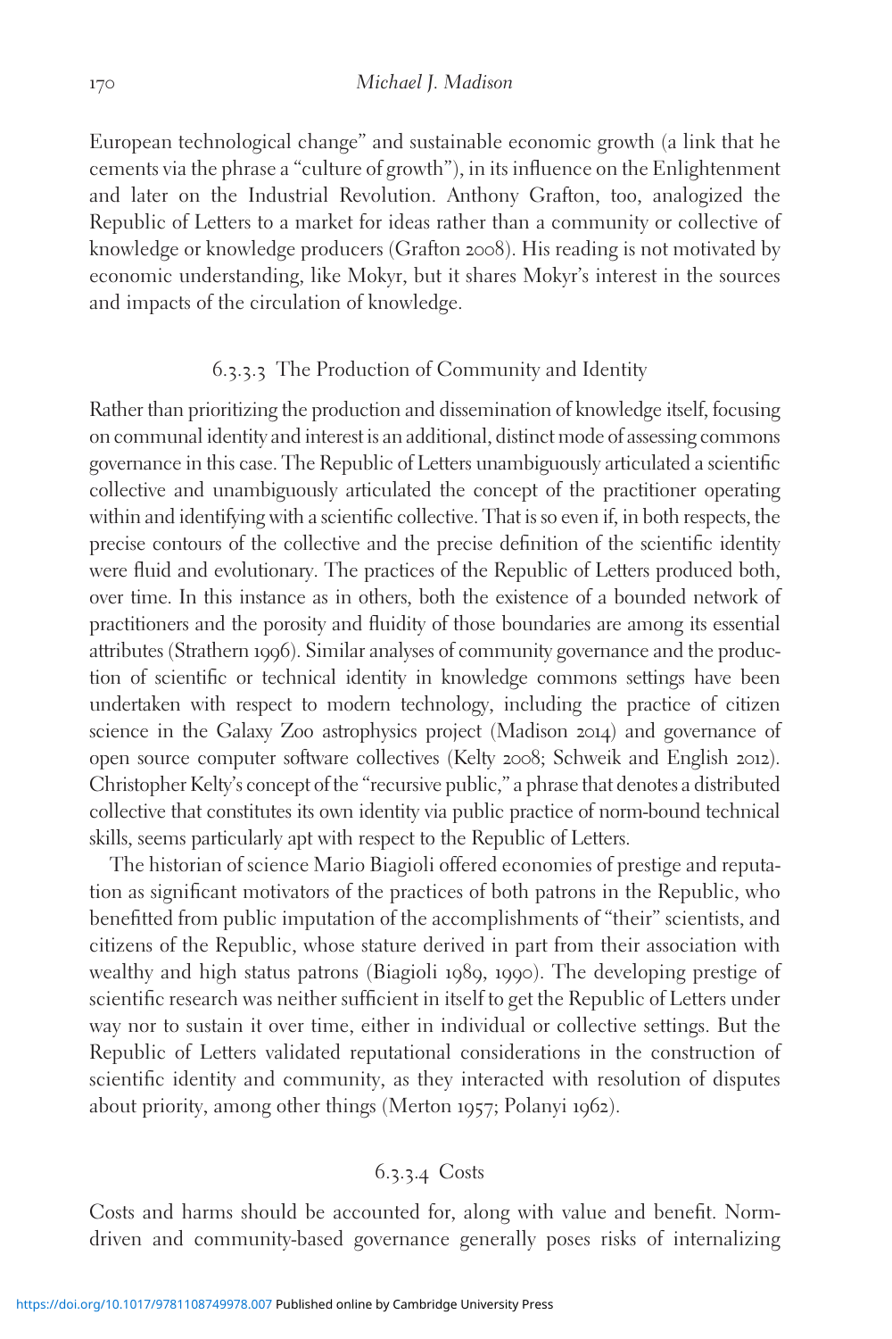European technological change" and sustainable economic growth (a link that he cements via the phrase a "culture of growth"), in its influence on the Enlightenment and later on the Industrial Revolution. Anthony Grafton, too, analogized the Republic of Letters to a market for ideas rather than a community or collective of knowledge or knowledge producers (Grafton 2008). His reading is not motivated by economic understanding, like Mokyr, but it shares Mokyr's interest in the sources and impacts of the circulation of knowledge.

#### 6.3.3.3 The Production of Community and Identity

Rather than prioritizing the production and dissemination of knowledge itself, focusing on communal identity and interest is an additional, distinct mode of assessing commons governance in this case. The Republic of Letters unambiguously articulated a scientific collective and unambiguously articulated the concept of the practitioner operating within and identifying with a scientific collective. That is so even if, in both respects, the precise contours of the collective and the precise definition of the scientific identity were fluid and evolutionary. The practices of the Republic of Letters produced both, over time. In this instance as in others, both the existence of a bounded network of practitioners and the porosity and fluidity of those boundaries are among its essential attributes (Strathern 1996). Similar analyses of community governance and the production of scientific or technical identity in knowledge commons settings have been undertaken with respect to modern technology, including the practice of citizen science in the Galaxy Zoo astrophysics project (Madison 2014) and governance of open source computer software collectives (Kelty 2008; Schweik and English 2012). Christopher Kelty's concept of the "recursive public," a phrase that denotes a distributed collective that constitutes its own identity via public practice of norm-bound technical skills, seems particularly apt with respect to the Republic of Letters.

The historian of science Mario Biagioli offered economies of prestige and reputation as significant motivators of the practices of both patrons in the Republic, who benefitted from public imputation of the accomplishments of "their" scientists, and citizens of the Republic, whose stature derived in part from their association with wealthy and high status patrons (Biagioli 1989, 1990). The developing prestige of scientific research was neither sufficient in itself to get the Republic of Letters under way nor to sustain it over time, either in individual or collective settings. But the Republic of Letters validated reputational considerations in the construction of scientific identity and community, as they interacted with resolution of disputes about priority, among other things (Merton 1957; Polanyi 1962).

#### 6.3.3.4 Costs

Costs and harms should be accounted for, along with value and benefit. Norm-driven and community-based governance generally poses risks of internalizing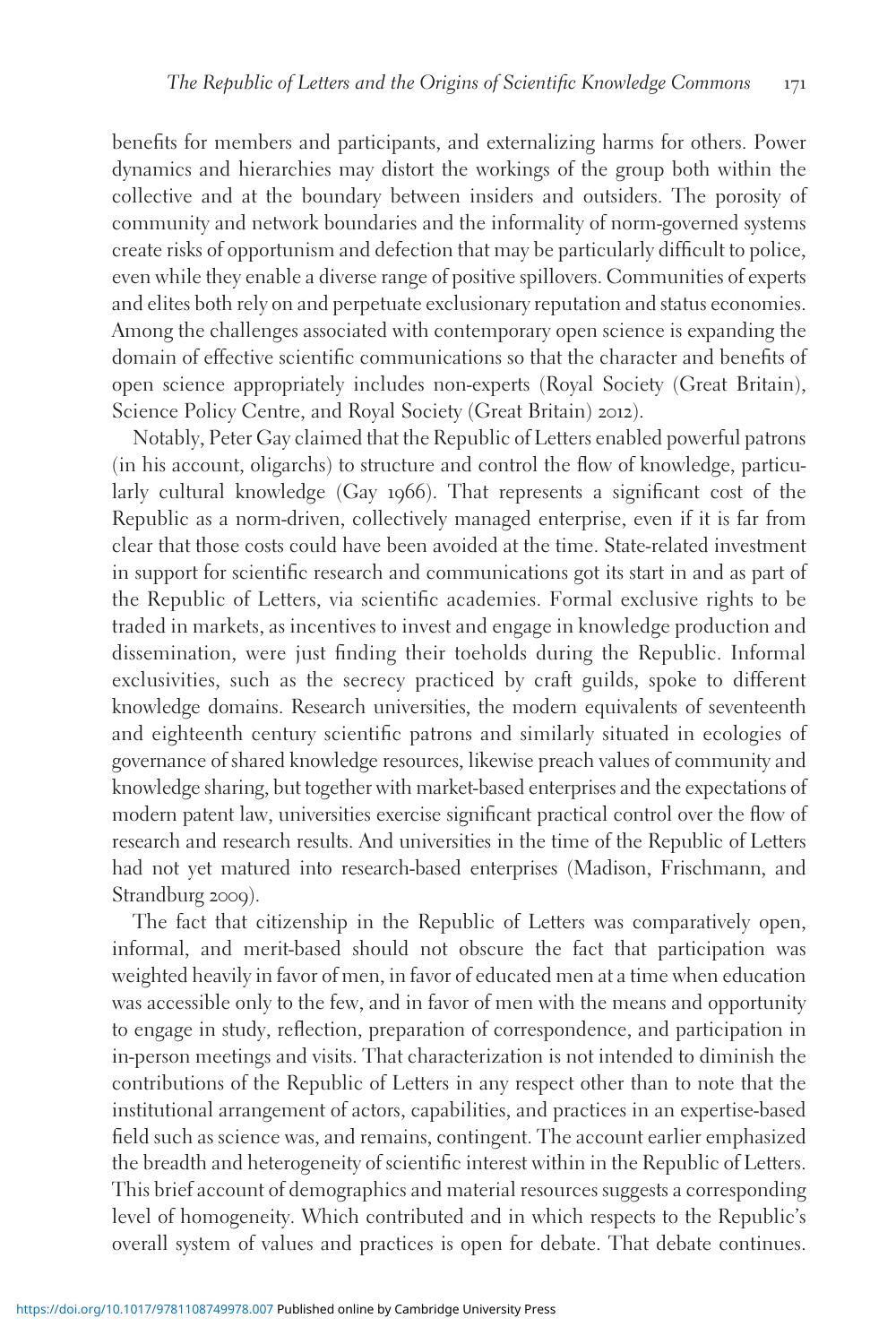benefits for members and participants, and externalizing harms for others. Power dynamics and hierarchies may distort the workings of the group both within the collective and at the boundary between insiders and outsiders. The porosity of community and network boundaries and the informality of norm-governed systems create risks of opportunism and defection that may be particularly difficult to police, even while they enable a diverse range of positive spillovers. Communities of experts and elites both rely on and perpetuate exclusionary reputation and status economies. Among the challenges associated with contemporary open science is expanding the domain of effective scientific communications so that the character and benefits of open science appropriately includes non-experts (Royal Society (Great Britain), Science Policy Centre, and Royal Society (Great Britain) 2012).

Notably, Peter Gay claimed that the Republic of Letters enabled powerful patrons (in his account, oligarchs) to structure and control the flow of knowledge, particularly cultural knowledge (Gay 1966). That represents a significant cost of the Republic as a norm-driven, collectively managed enterprise, even if it is far from clear that those costs could have been avoided at the time. State-related investment in support for scientific research and communications got its start in and as part of the Republic of Letters, via scientific academies. Formal exclusive rights to be traded in markets, as incentives to invest and engage in knowledge production and dissemination, were just finding their toeholds during the Republic. Informal exclusivities, such as the secrecy practiced by craft guilds, spoke to different knowledge domains. Research universities, the modern equivalents of seventeenth and eighteenth century scientific patrons and similarly situated in ecologies of governance of shared knowledge resources, likewise preach values of community and knowledge sharing, but together with market-based enterprises and the expectations of modern patent law, universities exercise significant practical control over the flow of research and research results. And universities in the time of the Republic of Letters had not yet matured into research-based enterprises (Madison, Frischmann, and Strandburg 2009).

The fact that citizenship in the Republic of Letters was comparatively open, informal, and merit-based should not obscure the fact that participation was weighted heavily in favor of men, in favor of educated men at a time when education was accessible only to the few, and in favor of men with the means and opportunity to engage in study, reflection, preparation of correspondence, and participation in in-person meetings and visits. That characterization is not intended to diminish the contributions of the Republic of Letters in any respect other than to note that the institutional arrangement of actors, capabilities, and practices in an expertise-based field such as science was, and remains, contingent. The account earlier emphasized the breadth and heterogeneity of scientific interest within in the Republic of Letters. This brief account of demographics and material resources suggests a corresponding level of homogeneity. Which contributed and in which respects to the Republic's overall system of values and practices is open for debate. That debate continues.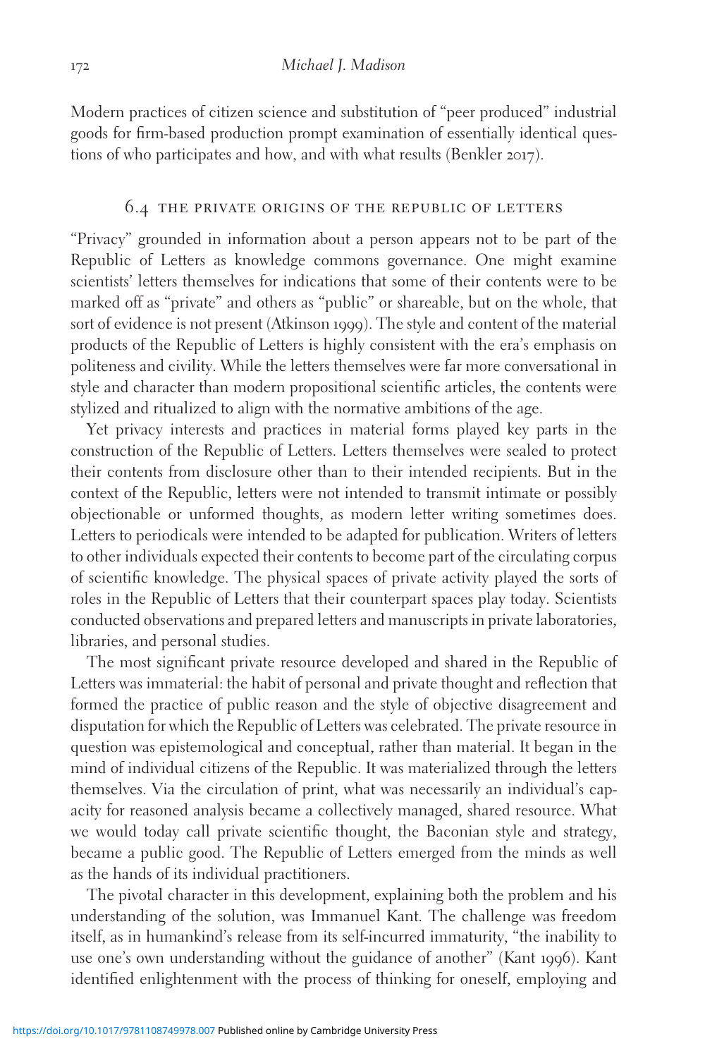Modern practices of citizen science and substitution of "peer produced" industrial goods for firm-based production prompt examination of essentially identical questions of who participates and how, and with what results (Benkler 2017).

## 6.4 THE PRIVATE ORIGINS OF THE REPUBLIC OF LETTERS

"Privacy" grounded in information about a person appears not to be part of the Republic of Letters as knowledge commons governance. One might examine scientists' letters themselves for indications that some of their contents were to be marked off as "private" and others as "public" or shareable, but on the whole, that sort of evidence is not present (Atkinson 1999). The style and content of the material products of the Republic of Letters is highly consistent with the era's emphasis on politeness and civility. While the letters themselves were far more conversational in style and character than modern propositional scientific articles, the contents were stylized and ritualized to align with the normative ambitions of the age.

Yet privacy interests and practices in material forms played key parts in the construction of the Republic of Letters. Letters themselves were sealed to protect their contents from disclosure other than to their intended recipients. But in the context of the Republic, letters were not intended to transmit intimate or possibly objectionable or unformed thoughts, as modern letter writing sometimes does. Letters to periodicals were intended to be adapted for publication. Writers of letters to other individuals expected their contents to become part of the circulating corpus of scientific knowledge. The physical spaces of private activity played the sorts of roles in the Republic of Letters that their counterpart spaces play today. Scientists conducted observations and prepared letters and manuscripts in private laboratories, libraries, and personal studies.

The most significant private resource developed and shared in the Republic of Letters was immaterial: the habit of personal and private thought and reflection that formed the practice of public reason and the style of objective disagreement and disputation for which the Republic of Letters was celebrated. The private resource in question was epistemological and conceptual, rather than material. It began in the mind of individual citizens of the Republic. It was materialized through the letters themselves. Via the circulation of print, what was necessarily an individual's capacity for reasoned analysis became a collectively managed, shared resource. What we would today call private scientific thought, the Baconian style and strategy, became a public good. The Republic of Letters emerged from the minds as well as the hands of its individual practitioners.

The pivotal character in this development, explaining both the problem and his understanding of the solution, was Immanuel Kant. The challenge was freedom itself, as in humankind's release from its self-incurred immaturity, "the inability to use one's own understanding without the guidance of another" (Kant 1996). Kant identified enlightenment with the process of thinking for oneself, employing and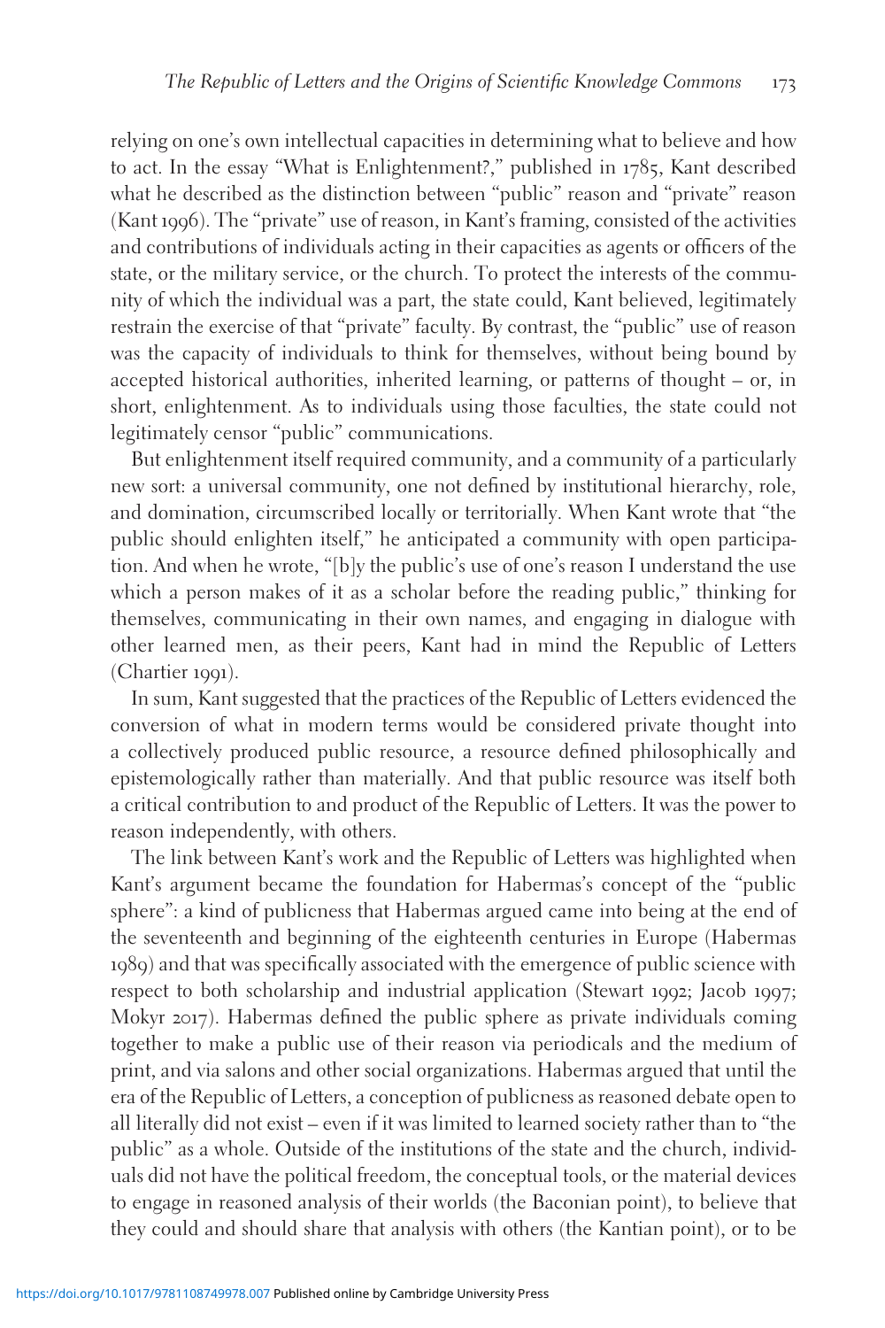relying on one's own intellectual capacities in determining what to believe and how to act. In the essay "What is Enlightenment?," published in 1785, Kant described what he described as the distinction between "public" reason and "private" reason (Kant 1996). The "private" use of reason, in Kant's framing, consisted of the activities and contributions of individuals acting in their capacities as agents or officers of the state, or the military service, or the church. To protect the interests of the community of which the individual was a part, the state could, Kant believed, legitimately restrain the exercise of that "private" faculty. By contrast, the "public" use of reason was the capacity of individuals to think for themselves, without being bound by accepted historical authorities, inherited learning, or patterns of thought – or, in short, enlightenment. As to individuals using those faculties, the state could not legitimately censor "public" communications.

But enlightenment itself required community, and a community of a particularly new sort: a universal community, one not defined by institutional hierarchy, role, and domination, circumscribed locally or territorially. When Kant wrote that "the public should enlighten itself," he anticipated a community with open participation. And when he wrote, "[b]y the public's use of one's reason I understand the use which a person makes of it as a scholar before the reading public," thinking for themselves, communicating in their own names, and engaging in dialogue with other learned men, as their peers, Kant had in mind the Republic of Letters (Chartier 1991).

In sum, Kant suggested that the practices of the Republic of Letters evidenced the conversion of what in modern terms would be considered private thought into a collectively produced public resource, a resource defined philosophically and epistemologically rather than materially. And that public resource was itself both a critical contribution to and product of the Republic of Letters. It was the power to reason independently, with others.

The link between Kant's work and the Republic of Letters was highlighted when Kant's argument became the foundation for Habermas's concept of the "public sphere": a kind of publicness that Habermas argued came into being at the end of the seventeenth and beginning of the eighteenth centuries in Europe (Habermas 1989) and that was specifically associated with the emergence of public science with respect to both scholarship and industrial application (Stewart 1992; Jacob 1997; Mokyr 2017). Habermas defined the public sphere as private individuals coming together to make a public use of their reason via periodicals and the medium of print, and via salons and other social organizations. Habermas argued that until the era of the Republic of Letters, a conception of publicness as reasoned debate open to all literally did not exist – even if it was limited to learned society rather than to "the public" as a whole. Outside of the institutions of the state and the church, individuals did not have the political freedom, the conceptual tools, or the material devices to engage in reasoned analysis of their worlds (the Baconian point), to believe that they could and should share that analysis with others (the Kantian point), or to be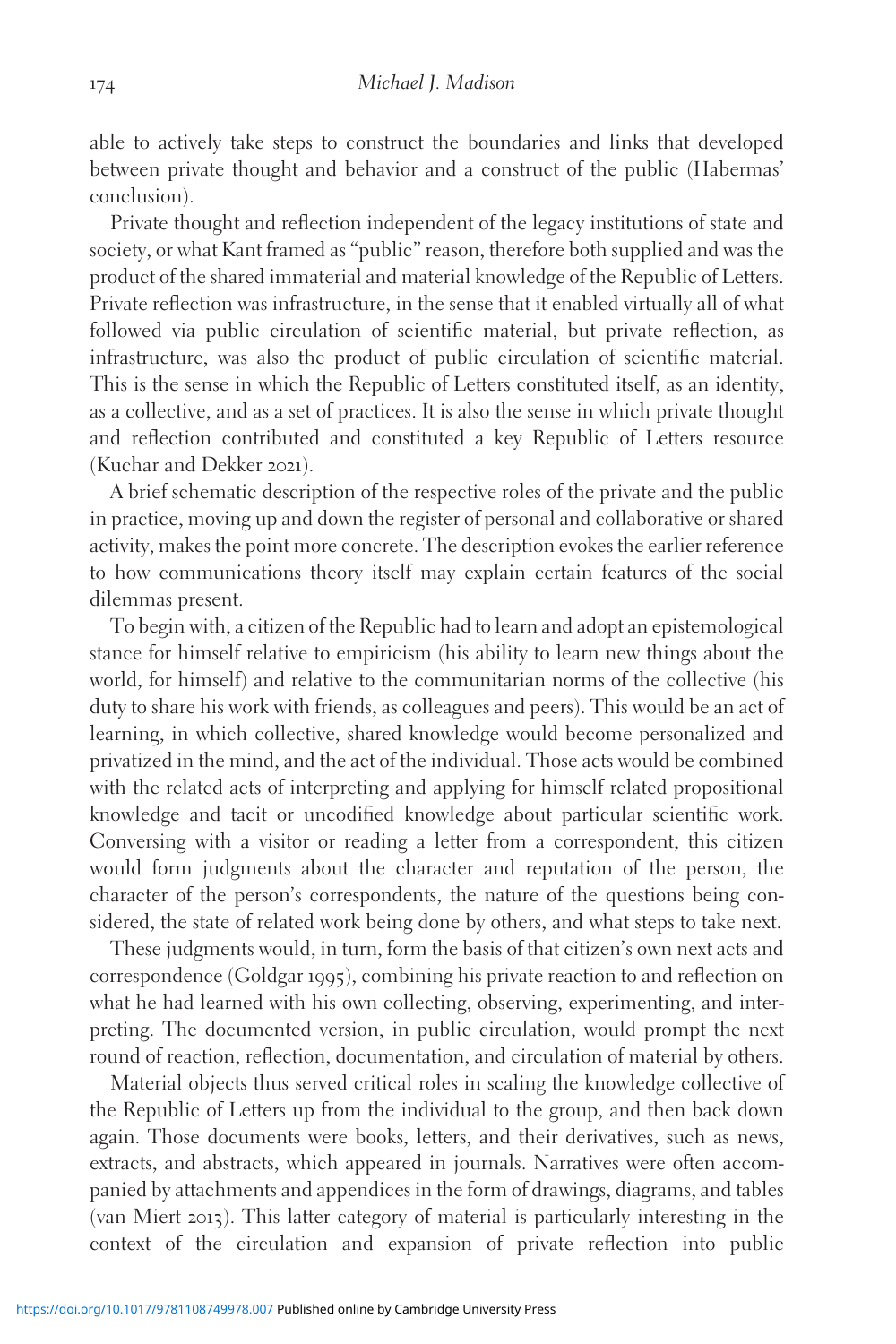able to actively take steps to construct the boundaries and links that developed between private thought and behavior and a construct of the public (Habermas' conclusion).

Private thought and reflection independent of the legacy institutions of state and society, or what Kant framed as "public" reason, therefore both supplied and was the product of the shared immaterial and material knowledge of the Republic of Letters. Private reflection was infrastructure, in the sense that it enabled virtually all of what followed via public circulation of scientific material, but private reflection, as infrastructure, was also the product of public circulation of scientific material. This is the sense in which the Republic of Letters constituted itself, as an identity, as a collective, and as a set of practices. It is also the sense in which private thought and reflection contributed and constituted a key Republic of Letters resource (Kuchar and Dekker 2021).

A brief schematic description of the respective roles of the private and the public in practice, moving up and down the register of personal and collaborative or shared activity, makes the point more concrete. The description evokes the earlier reference to how communications theory itself may explain certain features of the social dilemmas present.

To begin with, a citizen of the Republic had to learn and adopt an epistemological stance for himself relative to empiricism (his ability to learn new things about the world, for himself) and relative to the communitarian norms of the collective (his duty to share his work with friends, as colleagues and peers). This would be an act of learning, in which collective, shared knowledge would become personalized and privatized in the mind, and the act of the individual. Those acts would be combined with the related acts of interpreting and applying for himself related propositional knowledge and tacit or uncodified knowledge about particular scientific work. Conversing with a visitor or reading a letter from a correspondent, this citizen would form judgments about the character and reputation of the person, the character of the person's correspondents, the nature of the questions being considered, the state of related work being done by others, and what steps to take next.

These judgments would, in turn, form the basis of that citizen's own next acts and correspondence (Goldgar 1995), combining his private reaction to and reflection on what he had learned with his own collecting, observing, experimenting, and interpreting. The documented version, in public circulation, would prompt the next round of reaction, reflection, documentation, and circulation of material by others.

Material objects thus served critical roles in scaling the knowledge collective of the Republic of Letters up from the individual to the group, and then back down again. Those documents were books, letters, and their derivatives, such as news, extracts, and abstracts, which appeared in journals. Narratives were often accompanied by attachments and appendices in the form of drawings, diagrams, and tables (van Miert 2013). This latter category of material is particularly interesting in the context of the circulation and expansion of private reflection into public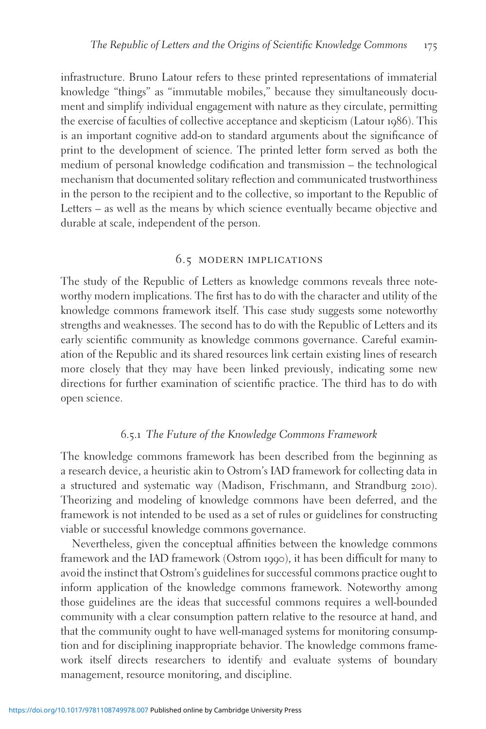infrastructure. Bruno Latour refers to these printed representations of immaterial knowledge "things" as "immutable mobiles," because they simultaneously document and simplify individual engagement with nature as they circulate, permitting the exercise of faculties of collective acceptance and skepticism (Latour 1986). This is an important cognitive add-on to standard arguments about the significance of print to the development of science. The printed letter form served as both the medium of personal knowledge codification and transmission – the technological mechanism that documented solitary reflection and communicated trustworthiness in the person to the recipient and to the collective, so important to the Republic of Letters – as well as the means by which science eventually became objective and durable at scale, independent of the person.

## 6.5 MODERN IMPLICATIONS

The study of the Republic of Letters as knowledge commons reveals three noteworthy modern implications. The first has to do with the character and utility of the knowledge commons framework itself. This case study suggests some noteworthy strengths and weaknesses. The second has to do with the Republic of Letters and its early scientific community as knowledge commons governance. Careful examination of the Republic and its shared resources link certain existing lines of research more closely that they may have been linked previously, indicating some new directions for further examination of scientific practice. The third has to do with open science.

### 6.5.1 *The Future of the Knowledge Commons Framework*

The knowledge commons framework has been described from the beginning as a research device, a heuristic akin to Ostrom's IAD framework for collecting data in a structured and systematic way (Madison, Frischmann, and Strandburg 2010). Theorizing and modeling of knowledge commons have been deferred, and the framework is not intended to be used as a set of rules or guidelines for constructing viable or successful knowledge commons governance.

Nevertheless, given the conceptual affinities between the knowledge commons framework and the IAD framework (Ostrom 1990), it has been difficult for many to avoid the instinct that Ostrom's guidelines for successful commons practice ought to inform application of the knowledge commons framework. Noteworthy among those guidelines are the ideas that successful commons requires a well-bounded community with a clear consumption pattern relative to the resource at hand, and that the community ought to have well-managed systems for monitoring consumption and for disciplining inappropriate behavior. The knowledge commons framework itself directs researchers to identify and evaluate systems of boundary management, resource monitoring, and discipline.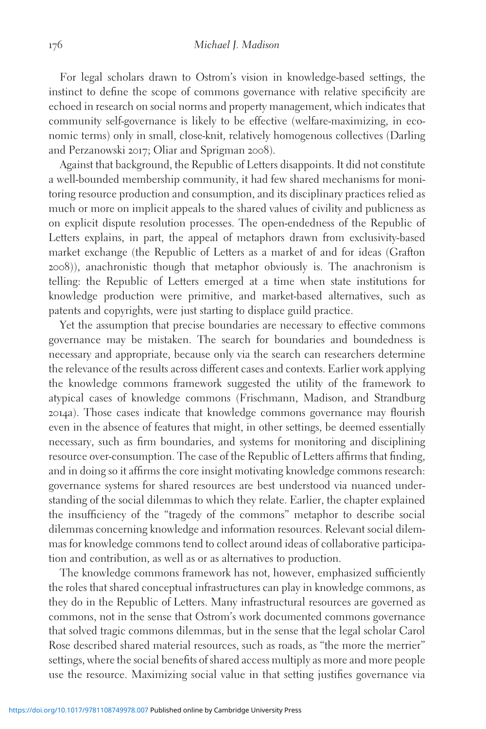For legal scholars drawn to Ostrom's vision in knowledge-based settings, the instinct to define the scope of commons governance with relative specificity are echoed in research on social norms and property management, which indicates that community self-governance is likely to be effective (welfare-maximizing, in economic terms) only in small, close-knit, relatively homogenous collectives (Darling and Perzanowski 2017; Oliar and Sprigman 2008).

Against that background, the Republic of Letters disappoints. It did not constitute a well-bounded membership community, it had few shared mechanisms for monitoring resource production and consumption, and its disciplinary practices relied as much or more on implicit appeals to the shared values of civility and publicness as on explicit dispute resolution processes. The open-endedness of the Republic of Letters explains, in part, the appeal of metaphors drawn from exclusivity-based market exchange (the Republic of Letters as a market of and for ideas (Grafton 2008)), anachronistic though that metaphor obviously is. The anachronism is telling: the Republic of Letters emerged at a time when state institutions for knowledge production were primitive, and market-based alternatives, such as patents and copyrights, were just starting to displace guild practice.

Yet the assumption that precise boundaries are necessary to effective commons governance may be mistaken. The search for boundaries and boundedness is necessary and appropriate, because only via the search can researchers determine the relevance of the results across different cases and contexts. Earlier work applying the knowledge commons framework suggested the utility of the framework to atypical cases of knowledge commons (Frischmann, Madison, and Strandburg 2014a). Those cases indicate that knowledge commons governance may flourish even in the absence of features that might, in other settings, be deemed essentially necessary, such as firm boundaries, and systems for monitoring and disciplining resource over-consumption. The case of the Republic of Letters affirms that finding, and in doing so it affirms the core insight motivating knowledge commons research: governance systems for shared resources are best understood via nuanced understanding of the social dilemmas to which they relate. Earlier, the chapter explained the insufficiency of the "tragedy of the commons" metaphor to describe social dilemmas concerning knowledge and information resources. Relevant social dilemmas for knowledge commons tend to collect around ideas of collaborative participation and contribution, as well as or as alternatives to production.

The knowledge commons framework has not, however, emphasized sufficiently the roles that shared conceptual infrastructures can play in knowledge commons, as they do in the Republic of Letters. Many infrastructural resources are governed as commons, not in the sense that Ostrom's work documented commons governance that solved tragic commons dilemmas, but in the sense that the legal scholar Carol Rose described shared material resources, such as roads, as "the more the merrier" settings, where the social benefits of shared access multiply as more and more people use the resource. Maximizing social value in that setting justifies governance via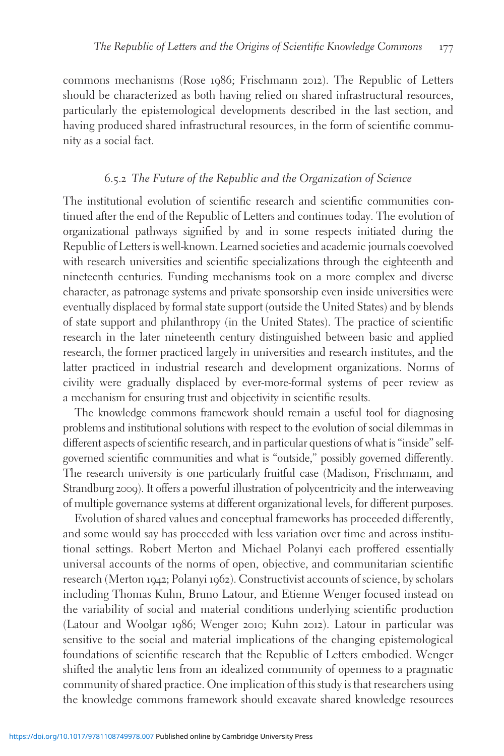commons mechanisms (Rose 1986; Frischmann 2012). The Republic of Letters should be characterized as both having relied on shared infrastructural resources, particularly the epistemological developments described in the last section, and having produced shared infrastructural resources, in the form of scientific community as a social fact.

### 6.5.2 *The Future of the Republic and the Organization of Science*

The institutional evolution of scientific research and scientific communities continued after the end of the Republic of Letters and continues today. The evolution of organizational pathways signified by and in some respects initiated during the Republic of Letters is well-known. Learned societies and academic journals coevolved with research universities and scientific specializations through the eighteenth and nineteenth centuries. Funding mechanisms took on a more complex and diverse character, as patronage systems and private sponsorship even inside universities were eventually displaced by formal state support (outside the United States) and by blends of state support and philanthropy (in the United States). The practice of scientific research in the later nineteenth century distinguished between basic and applied research, the former practiced largely in universities and research institutes, and the latter practiced in industrial research and development organizations. Norms of civility were gradually displaced by ever-more-formal systems of peer review as a mechanism for ensuring trust and objectivity in scientific results.

The knowledge commons framework should remain a useful tool for diagnosing problems and institutional solutions with respect to the evolution of social dilemmas in different aspects of scientific research, and in particular questions of what is "inside" self-governed scientific communities and what is "outside," possibly governed differently. The research university is one particularly fruitful case (Madison, Frischmann, and Strandburg 2009). It offers a powerful illustration of polycentricity and the interweaving of multiple governance systems at different organizational levels, for different purposes.

Evolution of shared values and conceptual frameworks has proceeded differently, and some would say has proceeded with less variation over time and across institutional settings. Robert Merton and Michael Polanyi each proffered essentially universal accounts of the norms of open, objective, and communitarian scientific research (Merton 1942; Polanyi 1962). Constructivist accounts of science, by scholars including Thomas Kuhn, Bruno Latour, and Etienne Wenger focused instead on the variability of social and material conditions underlying scientific production (Latour and Woolgar 1986; Wenger 2010; Kuhn 2012). Latour in particular was sensitive to the social and material implications of the changing epistemological foundations of scientific research that the Republic of Letters embodied. Wenger shifted the analytic lens from an idealized community of openness to a pragmatic community of shared practice. One implication of this study is that researchers using the knowledge commons framework should excavate shared knowledge resources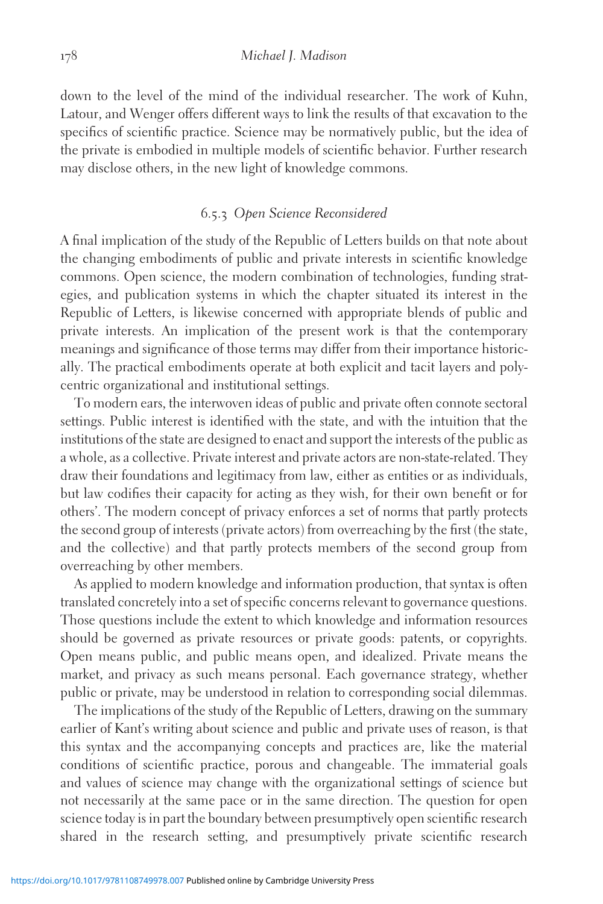down to the level of the mind of the individual researcher. The work of Kuhn, Latour, and Wenger offers different ways to link the results of that excavation to the specifics of scientific practice. Science may be normatively public, but the idea of the private is embodied in multiple models of scientific behavior. Further research may disclose others, in the new light of knowledge commons.

### 6.5.3 *Open Science Reconsidered*

A final implication of the study of the Republic of Letters builds on that note about the changing embodiments of public and private interests in scientific knowledge commons. Open science, the modern combination of technologies, funding strategies, and publication systems in which the chapter situated its interest in the Republic of Letters, is likewise concerned with appropriate blends of public and private interests. An implication of the present work is that the contemporary meanings and significance of those terms may differ from their importance historically. The practical embodiments operate at both explicit and tacit layers and polycentric organizational and institutional settings.

To modern ears, the interwoven ideas of public and private often connote sectoral settings. Public interest is identified with the state, and with the intuition that the institutions of the state are designed to enact and support the interests of the public as a whole, as a collective. Private interest and private actors are non-state-related. They draw their foundations and legitimacy from law, either as entities or as individuals, but law codifies their capacity for acting as they wish, for their own benefit or for others'. The modern concept of privacy enforces a set of norms that partly protects the second group of interests (private actors) from overreaching by the first (the state, and the collective) and that partly protects members of the second group from overreaching by other members.

As applied to modern knowledge and information production, that syntax is often translated concretely into a set of specific concerns relevant to governance questions. Those questions include the extent to which knowledge and information resources should be governed as private resources or private goods: patents, or copyrights. Open means public, and public means open, and idealized. Private means the market, and privacy as such means personal. Each governance strategy, whether public or private, may be understood in relation to corresponding social dilemmas.

The implications of the study of the Republic of Letters, drawing on the summary earlier of Kant's writing about science and public and private uses of reason, is that this syntax and the accompanying concepts and practices are, like the material conditions of scientific practice, porous and changeable. The immaterial goals and values of science may change with the organizational settings of science but not necessarily at the same pace or in the same direction. The question for open science today is in part the boundary between presumptively open scientific research shared in the research setting, and presumptively private scientific research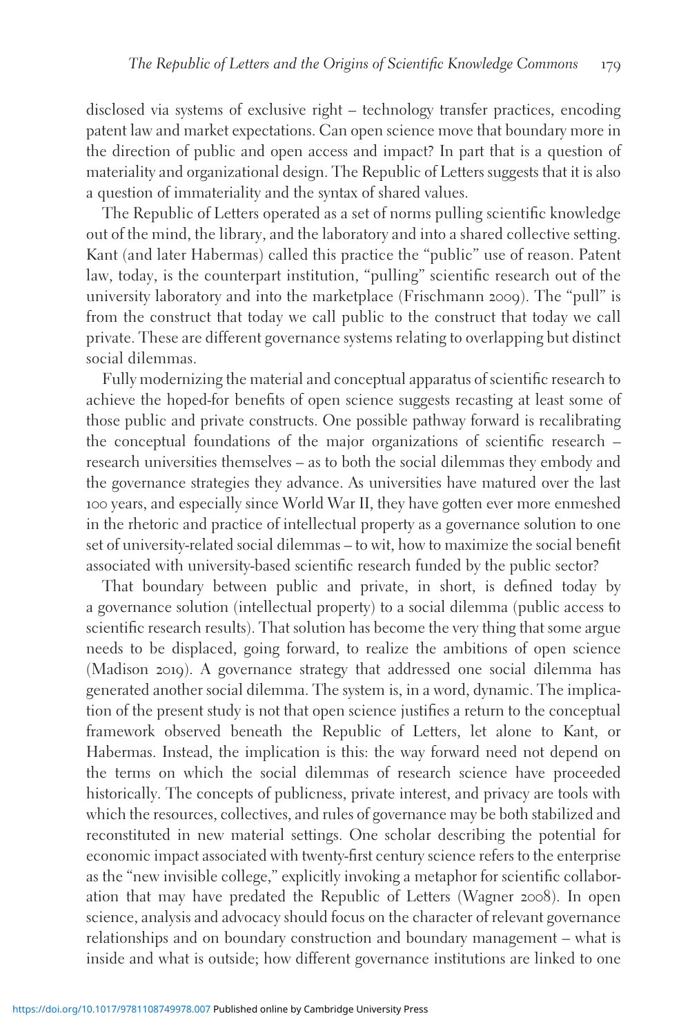disclosed via systems of exclusive right – technology transfer practices, encoding patent law and market expectations. Can open science move that boundary more in the direction of public and open access and impact? In part that is a question of materiality and organizational design. The Republic of Letters suggests that it is also a question of immateriality and the syntax of shared values.

The Republic of Letters operated as a set of norms pulling scientific knowledge out of the mind, the library, and the laboratory and into a shared collective setting. Kant (and later Habermas) called this practice the "public" use of reason. Patent law, today, is the counterpart institution, "pulling" scientific research out of the university laboratory and into the marketplace (Frischmann 2009). The "pull" is from the construct that today we call public to the construct that today we call private. These are different governance systems relating to overlapping but distinct social dilemmas.

Fully modernizing the material and conceptual apparatus of scientific research to achieve the hoped-for benefits of open science suggests recasting at least some of those public and private constructs. One possible pathway forward is recalibrating the conceptual foundations of the major organizations of scientific research – research universities themselves – as to both the social dilemmas they embody and the governance strategies they advance. As universities have matured over the last 100 years, and especially since World War II, they have gotten ever more enmeshed in the rhetoric and practice of intellectual property as a governance solution to one set of university-related social dilemmas – to wit, how to maximize the social benefit associated with university-based scientific research funded by the public sector?

That boundary between public and private, in short, is defined today by a governance solution (intellectual property) to a social dilemma (public access to scientific research results). That solution has become the very thing that some argue needs to be displaced, going forward, to realize the ambitions of open science (Madison 2019). A governance strategy that addressed one social dilemma has generated another social dilemma. The system is, in a word, dynamic. The implication of the present study is not that open science justifies a return to the conceptual framework observed beneath the Republic of Letters, let alone to Kant, or Habermas. Instead, the implication is this: the way forward need not depend on the terms on which the social dilemmas of research science have proceeded historically. The concepts of publicness, private interest, and privacy are tools with which the resources, collectives, and rules of governance may be both stabilized and reconstituted in new material settings. One scholar describing the potential for economic impact associated with twenty-first century science refers to the enterprise as the "new invisible college," explicitly invoking a metaphor for scientific collaboration that may have predated the Republic of Letters (Wagner 2008). In open science, analysis and advocacy should focus on the character of relevant governance relationships and on boundary construction and boundary management – what is inside and what is outside; how different governance institutions are linked to one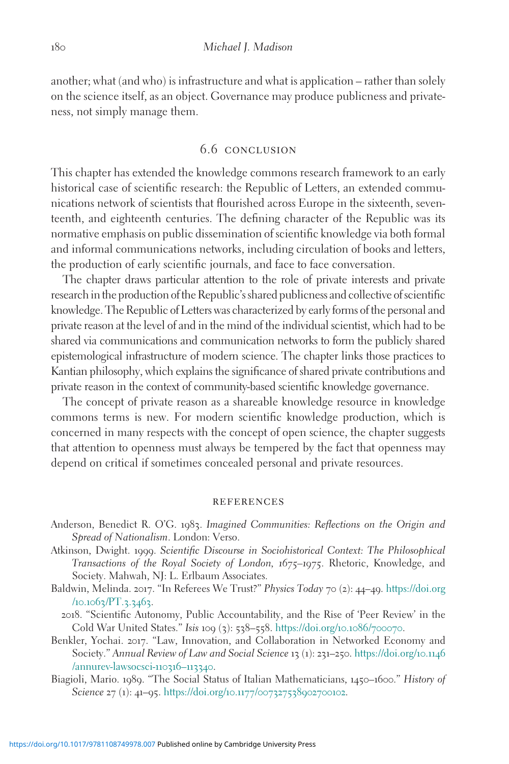another; what (and who) is infrastructure and what is application – rather than solely on the science itself, as an object. Governance may produce publicness and privateness, not simply manage them.

## 6.6 CONCLUSION

This chapter has extended the knowledge commons research framework to an early historical case of scientific research: the Republic of Letters, an extended communications network of scientists that flourished across Europe in the sixteenth, seventeenth, and eighteenth centuries. The defining character of the Republic was its normative emphasis on public dissemination of scientific knowledge via both formal and informal communications networks, including circulation of books and letters, the production of early scientific journals, and face to face conversation.

The chapter draws particular attention to the role of private interests and private research in the production of the Republic's shared publicness and collective of scientific knowledge. The Republic of Letters was characterized by early forms of the personal and private reason at the level of and in the mind of the individual scientist, which had to be shared via communications and communication networks to form the publicly shared epistemological infrastructure of modern science. The chapter links those practices to Kantian philosophy, which explains the significance of shared private contributions and private reason in the context of community-based scientific knowledge governance.

The concept of private reason as a shareable knowledge resource in knowledge commons terms is new. For modern scientific knowledge production, which is concerned in many respects with the concept of open science, the chapter suggests that attention to openness must always be tempered by the fact that openness may depend on critical if sometimes concealed personal and private resources.

## REFERENCES

Anderson, Benedict R. O'G. 1983. *Imagined Communities: Reflections on the Origin and Spread of Nationalism*. London: Verso.

Atkinson, Dwight. 1999. *Scientific Discourse in Sociohistorical Context: The Philosophical Transactions of the Royal Society of London, 1675–1975*. Rhetoric, Knowledge, and Society. Mahwah, NJ: L. Erlbaum Associates.

Baldwin, Melinda. 2017. "In Referees We Trust?" *Physics Today* 70 (2): 44–49. https://doi.org/10.1063/PT.3.3463.

2018. "Scientific Autonomy, Public Accountability, and the Rise of 'Peer Review' in the Cold War United States." *Isis* 109 (3): 538–558. https://doi.org/10.1086/700070.

Benkler, Yochai. 2017. "Law, Innovation, and Collaboration in Networked Economy and Society." *Annual Review of Law and Social Science* 13 (1): 231–250. https://doi.org/10.1146/annurev-lawsocsci-110316–113340.

Biagioli, Mario. 1989. "The Social Status of Italian Mathematicians, 1450–1600." *History of Science* 27 (1): 41–95. https://doi.org/10.1177/007327538902700102.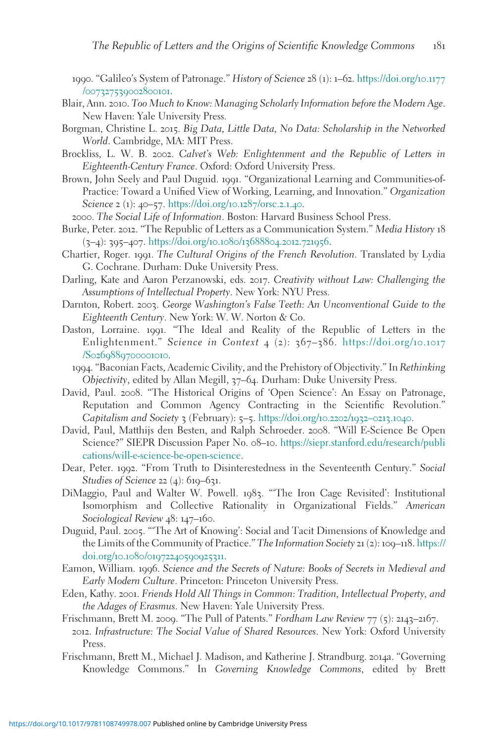1990. "Galileo's System of Patronage." *History of Science* 28 (1): 1–62. https://doi.org/10.1177/007327539002800101.

Blair, Ann. 2010. *Too Much to Know: Managing Scholarly Information before the Modern Age*. New Haven: Yale University Press.

Borgman, Christine L. 2015. *Big Data, Little Data, No Data: Scholarship in the Networked World*. Cambridge, MA: MIT Press.

Brockliss, L. W. B. 2002. *Calvet's Web: Enlightenment and the Republic of Letters in Eighteenth-Century France*. Oxford: Oxford University Press.

Brown, John Seely and Paul Duguid. 1991. "Organizational Learning and Communities-of-Practice: Toward a Unified View of Working, Learning, and Innovation." *Organization Science* 2 (1): 40–57. https://doi.org/10.1287/orsc.2.1.40.

2000. *The Social Life of Information*. Boston: Harvard Business School Press.

Burke, Peter. 2012. "The Republic of Letters as a Communication System." *Media History* 18 (3–4): 395–407. https://doi.org/10.1080/13688804.2012.721956.

Chartier, Roger. 1991. *The Cultural Origins of the French Revolution*. Translated by Lydia G. Cochrane. Durham: Duke University Press.

Darling, Kate and Aaron Perzanowski, eds. 2017. *Creativity without Law: Challenging the Assumptions of Intellectual Property*. New York: NYU Press.

Darnton, Robert. 2003. *George Washington's False Teeth: An Unconventional Guide to the Eighteenth Century*. New York: W. W. Norton & Co.

Daston, Lorraine. 1991. "The Ideal and Reality of the Republic of Letters in the Enlightenment." *Science in Context* 4 (2): 367–386. https://doi.org/10.1017/S0269889700001010.

1994. "Baconian Facts, Academic Civility, and the Prehistory of Objectivity." In *Rethinking Objectivity*, edited by Allan Megill, 37–64. Durham: Duke University Press.

David, Paul. 2008. "The Historical Origins of 'Open Science': An Essay on Patronage, Reputation and Common Agency Contracting in the Scientific Revolution." *Capitalism and Society* 3 (February): 5–5. https://doi.org/10.2202/1932–0213.1040.

David, Paul, Matthijs den Besten, and Ralph Schroeder. 2008. "Will E-Science Be Open Science?" SIEPR Discussion Paper No. 08–10. https://siepr.stanford.edu/research/publications/will-e-science-be-open-science.

Dear, Peter. 1992. "From Truth to Disinterestedness in the Seventeenth Century." *Social Studies of Science* 22 (4): 619–631.

DiMaggio, Paul and Walter W. Powell. 1983. "'The Iron Cage Revisited': Institutional Isomorphism and Collective Rationality in Organizational Fields." *American Sociological Review* 48: 147–160.

Duguid, Paul. 2005. "'The Art of Knowing': Social and Tacit Dimensions of Knowledge and the Limits of the Community of Practice." *The Information Society* 21 (2): 109–118. https://doi.org/10.1080/01972240590925311.

Eamon, William. 1996. *Science and the Secrets of Nature: Books of Secrets in Medieval and Early Modern Culture*. Princeton: Princeton University Press.

Eden, Kathy. 2001. *Friends Hold All Things in Common: Tradition, Intellectual Property, and the Adages of Erasmus*. New Haven: Yale University Press.

Frischmann, Brett M. 2009. "The Pull of Patents." *Fordham Law Review* 77 (5): 2143–2167.

2012. *Infrastructure: The Social Value of Shared Resources*. New York: Oxford University Press.

Frischmann, Brett M., Michael J. Madison, and Katherine J. Strandburg. 2014a. "Governing Knowledge Commons." In *Governing Knowledge Commons*, edited by Brett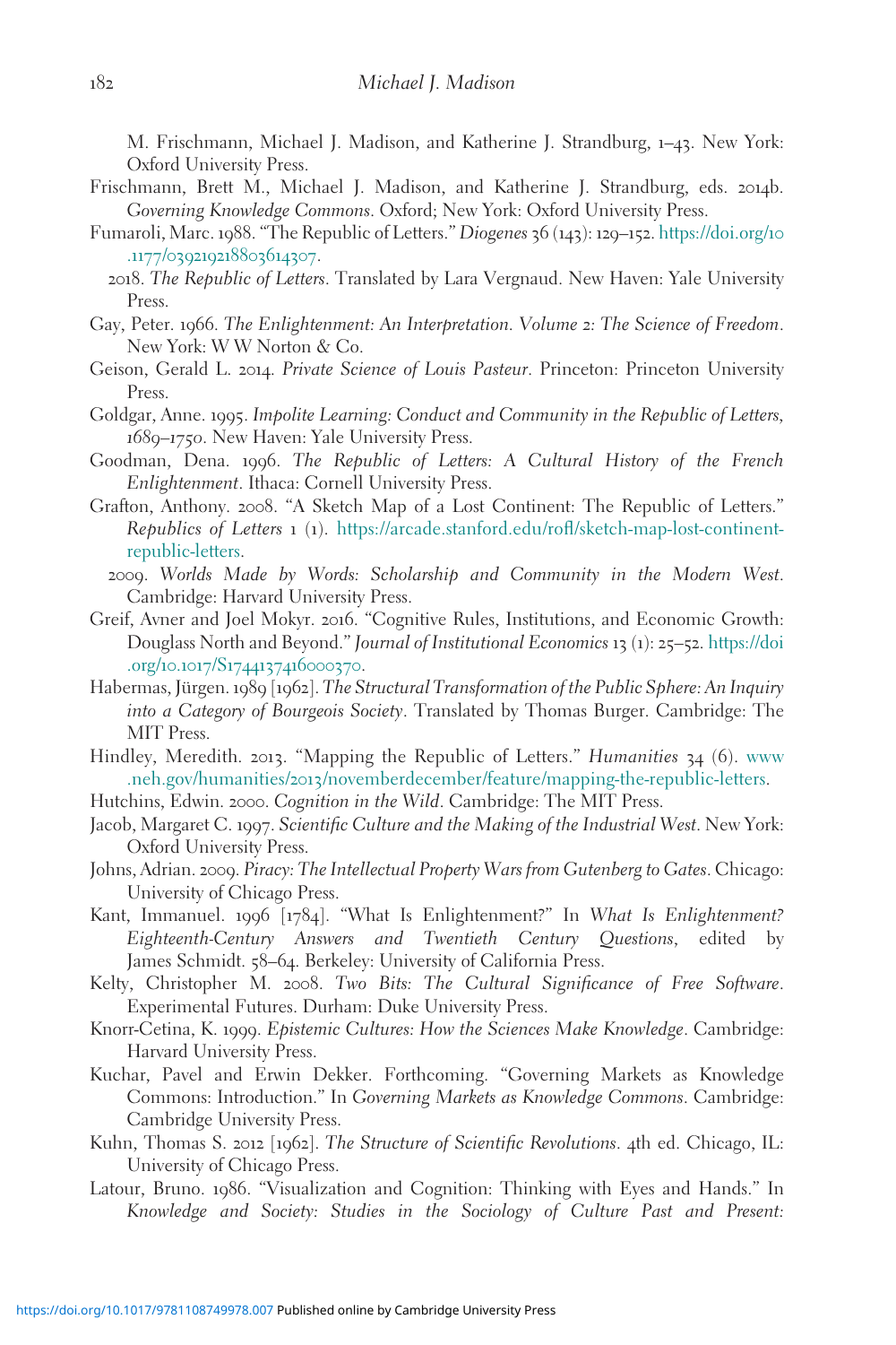M. Frischmann, Michael J. Madison, and Katherine J. Strandburg, 1–43. New York: Oxford University Press.

Frischmann, Brett M., Michael J. Madison, and Katherine J. Strandburg, eds. 2014b. *Governing Knowledge Commons*. Oxford; New York: Oxford University Press.

Fumaroli, Marc. 1988. "The Republic of Letters." *Diogenes* 36 (143): 129–152. https://doi.org/10.1177/039219218803614307.

2018. *The Republic of Letters*. Translated by Lara Vergnaud. New Haven: Yale University Press.

Gay, Peter. 1966. *The Enlightenment: An Interpretation. Volume 2: The Science of Freedom*. New York: W W Norton & Co.

Geison, Gerald L. 2014. *Private Science of Louis Pasteur*. Princeton: Princeton University Press.

Goldgar, Anne. 1995. *Impolite Learning: Conduct and Community in the Republic of Letters, 1689–1750*. New Haven: Yale University Press.

Goodman, Dena. 1996. *The Republic of Letters: A Cultural History of the French Enlightenment*. Ithaca: Cornell University Press.

Grafton, Anthony. 2008. "A Sketch Map of a Lost Continent: The Republic of Letters." *Republics of Letters* 1 (1). https://arcade.stanford.edu/rofl/sketch-map-lost-continent-republic-letters.

2009. *Worlds Made by Words: Scholarship and Community in the Modern West*. Cambridge: Harvard University Press.

Greif, Avner and Joel Mokyr. 2016. "Cognitive Rules, Institutions, and Economic Growth: Douglass North and Beyond." *Journal of Institutional Economics* 13 (1): 25–52. https://doi.org/10.1017/S1744137416000370.

Habermas, Jürgen. 1989 [1962]. *The Structural Transformation of the Public Sphere: An Inquiry into a Category of Bourgeois Society*. Translated by Thomas Burger. Cambridge: The MIT Press.

Hindley, Meredith. 2013. "Mapping the Republic of Letters." *Humanities* 34 (6). www.neh.gov/humanities/2013/novemberdecember/feature/mapping-the-republic-letters.

Hutchins, Edwin. 2000. *Cognition in the Wild*. Cambridge: The MIT Press.

Jacob, Margaret C. 1997. *Scientific Culture and the Making of the Industrial West*. New York: Oxford University Press.

Johns, Adrian. 2009. *Piracy: The Intellectual Property Wars from Gutenberg to Gates*. Chicago: University of Chicago Press.

Kant, Immanuel. 1996 [1784]. "What Is Enlightenment?" In *What Is Enlightenment? Eighteenth-Century Answers and Twentieth Century Questions*, edited by James Schmidt. 58–64. Berkeley: University of California Press.

Kelty, Christopher M. 2008. *Two Bits: The Cultural Significance of Free Software*. Experimental Futures. Durham: Duke University Press.

Knorr-Cetina, K. 1999. *Epistemic Cultures: How the Sciences Make Knowledge*. Cambridge: Harvard University Press.

Kuchar, Pavel and Erwin Dekker. Forthcoming. "Governing Markets as Knowledge Commons: Introduction." In *Governing Markets as Knowledge Commons*. Cambridge: Cambridge University Press.

Kuhn, Thomas S. 2012 [1962]. *The Structure of Scientific Revolutions*. 4th ed. Chicago, IL: University of Chicago Press.

Latour, Bruno. 1986. "Visualization and Cognition: Thinking with Eyes and Hands." In *Knowledge and Society: Studies in the Sociology of Culture Past and Present:*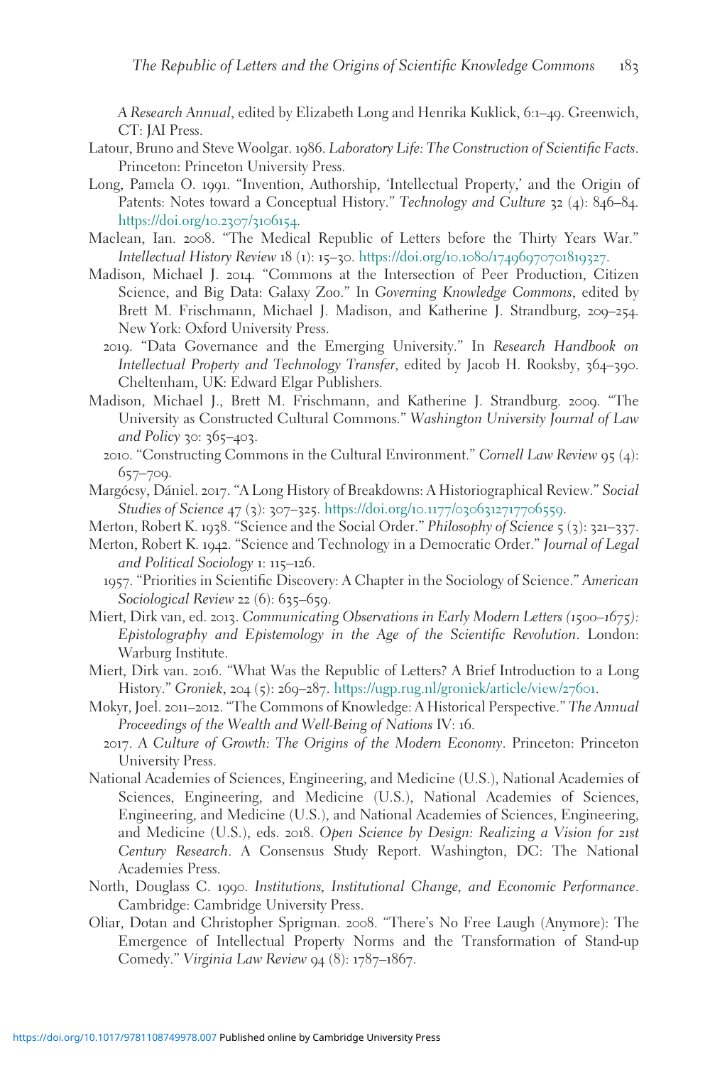A Research Annual, edited by Elizabeth Long and Henrika Kuklick, 6:1–49. Greenwich, CT: JAI Press.

Latour, Bruno and Steve Woolgar. 1986. *Laboratory Life: The Construction of Scientific Facts*. Princeton: Princeton University Press.

Long, Pamela O. 1991. "Invention, Authorship, 'Intellectual Property,' and the Origin of Patents: Notes toward a Conceptual History." *Technology and Culture* 32 (4): 846–84. https://doi.org/10.2307/3106154.

Maclean, Ian. 2008. "The Medical Republic of Letters before the Thirty Years War." *Intellectual History Review* 18 (1): 15–30. https://doi.org/10.1080/17496970701819327.

Madison, Michael J. 2014. "Commons at the Intersection of Peer Production, Citizen Science, and Big Data: Galaxy Zoo." In *Governing Knowledge Commons*, edited by Brett M. Frischmann, Michael J. Madison, and Katherine J. Strandburg, 209–254. New York: Oxford University Press.

2019. "Data Governance and the Emerging University." In *Research Handbook on Intellectual Property and Technology Transfer*, edited by Jacob H. Rooksby, 364–390. Cheltenham, UK: Edward Elgar Publishers.

Madison, Michael J., Brett M. Frischmann, and Katherine J. Strandburg. 2009. "The University as Constructed Cultural Commons." *Washington University Journal of Law and Policy* 30: 365–403.

2010. "Constructing Commons in the Cultural Environment." *Cornell Law Review* 95 (4): 657–709.

Margócsy, Dániel. 2017. "A Long History of Breakdowns: A Historiographical Review." *Social Studies of Science* 47 (3): 307–325. https://doi.org/10.1177/0306312717706559.

Merton, Robert K. 1938. "Science and the Social Order." *Philosophy of Science* 5 (3): 321–337.

Merton, Robert K. 1942. "Science and Technology in a Democratic Order." *Journal of Legal and Political Sociology* 1: 115–126.

1957. "Priorities in Scientific Discovery: A Chapter in the Sociology of Science." *American Sociological Review* 22 (6): 635–659.

Miert, Dirk van, ed. 2013. *Communicating Observations in Early Modern Letters (1500–1675): Epistolography and Epistemology in the Age of the Scientific Revolution*. London: Warburg Institute.

Miert, Dirk van. 2016. "What Was the Republic of Letters? A Brief Introduction to a Long History." *Groniek*, 204 (5): 269–287. https://ugp.rug.nl/groniek/article/view/27601.

Mokyr, Joel. 2011–2012. "The Commons of Knowledge: A Historical Perspective." *The Annual Proceedings of the Wealth and Well-Being of Nations* IV: 16.

2017. *A Culture of Growth: The Origins of the Modern Economy*. Princeton: Princeton University Press.

National Academies of Sciences, Engineering, and Medicine (U.S.), National Academies of Sciences, Engineering, and Medicine (U.S.), National Academies of Sciences, Engineering, and Medicine (U.S.), and National Academies of Sciences, Engineering, and Medicine (U.S.), eds. 2018. *Open Science by Design: Realizing a Vision for 21st Century Research*. A Consensus Study Report. Washington, DC: The National Academies Press.

North, Douglass C. 1990. *Institutions, Institutional Change, and Economic Performance*. Cambridge: Cambridge University Press.

Oliar, Dotan and Christopher Sprigman. 2008. "There's No Free Laugh (Anymore): The Emergence of Intellectual Property Norms and the Transformation of Stand-up Comedy." *Virginia Law Review* 94 (8): 1787–1867.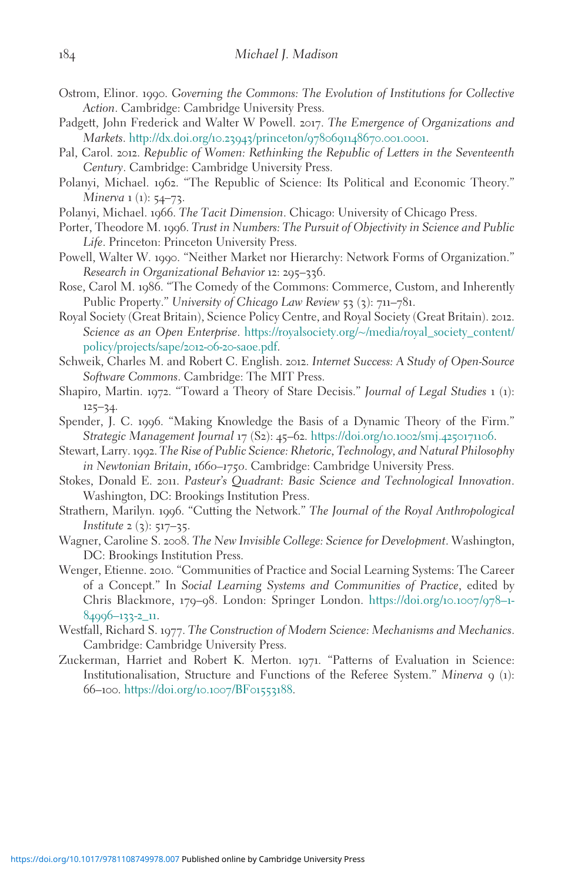Ostrom, Elinor. 1990. *Governing the Commons: The Evolution of Institutions for Collective Action*. Cambridge: Cambridge University Press.

Padgett, John Frederick and Walter W Powell. 2017. *The Emergence of Organizations and Markets*. http://dx.doi.org/10.23943/princeton/9780691148670.001.0001.

Pal, Carol. 2012. *Republic of Women: Rethinking the Republic of Letters in the Seventeenth Century*. Cambridge: Cambridge University Press.

Polanyi, Michael. 1962. "The Republic of Science: Its Political and Economic Theory." *Minerva* 1 (1): 54–73.

Polanyi, Michael. 1966. *The Tacit Dimension*. Chicago: University of Chicago Press.

Porter, Theodore M. 1996. *Trust in Numbers: The Pursuit of Objectivity in Science and Public Life*. Princeton: Princeton University Press.

Powell, Walter W. 1990. "Neither Market nor Hierarchy: Network Forms of Organization." *Research in Organizational Behavior* 12: 295–336.

Rose, Carol M. 1986. "The Comedy of the Commons: Commerce, Custom, and Inherently Public Property." *University of Chicago Law Review* 53 (3): 711–781.

Royal Society (Great Britain), Science Policy Centre, and Royal Society (Great Britain). 2012. *Science as an Open Enterprise*. https://royalsociety.org/~/media/royal_society_content/policy/projects/sape/2012-06-20-saoe.pdf.

Schweik, Charles M. and Robert C. English. 2012. *Internet Success: A Study of Open-Source Software Commons*. Cambridge: The MIT Press.

Shapiro, Martin. 1972. "Toward a Theory of Stare Decisis." *Journal of Legal Studies* 1 (1): 125–34.

Spender, J. C. 1996. "Making Knowledge the Basis of a Dynamic Theory of the Firm." *Strategic Management Journal* 17 (S2): 45–62. https://doi.org/10.1002/smj.4250171106.

Stewart, Larry. 1992. *The Rise of Public Science: Rhetoric, Technology, and Natural Philosophy in Newtonian Britain, 1660–1750*. Cambridge: Cambridge University Press.

Stokes, Donald E. 2011. *Pasteur's Quadrant: Basic Science and Technological Innovation*. Washington, DC: Brookings Institution Press.

Strathern, Marilyn. 1996. "Cutting the Network." *The Journal of the Royal Anthropological Institute* 2 (3): 517–35.

Wagner, Caroline S. 2008. *The New Invisible College: Science for Development*. Washington, DC: Brookings Institution Press.

Wenger, Etienne. 2010. "Communities of Practice and Social Learning Systems: The Career of a Concept." In *Social Learning Systems and Communities of Practice*, edited by Chris Blackmore, 179–98. London: Springer London. https://doi.org/10.1007/978-1-84996-133-2_11.

Westfall, Richard S. 1977. *The Construction of Modern Science: Mechanisms and Mechanics*. Cambridge: Cambridge University Press.

Zuckerman, Harriet and Robert K. Merton. 1971. "Patterns of Evaluation in Science: Institutionalisation, Structure and Functions of the Referee System." *Minerva* 9 (1): 66–100. https://doi.org/10.1007/BF01553188.